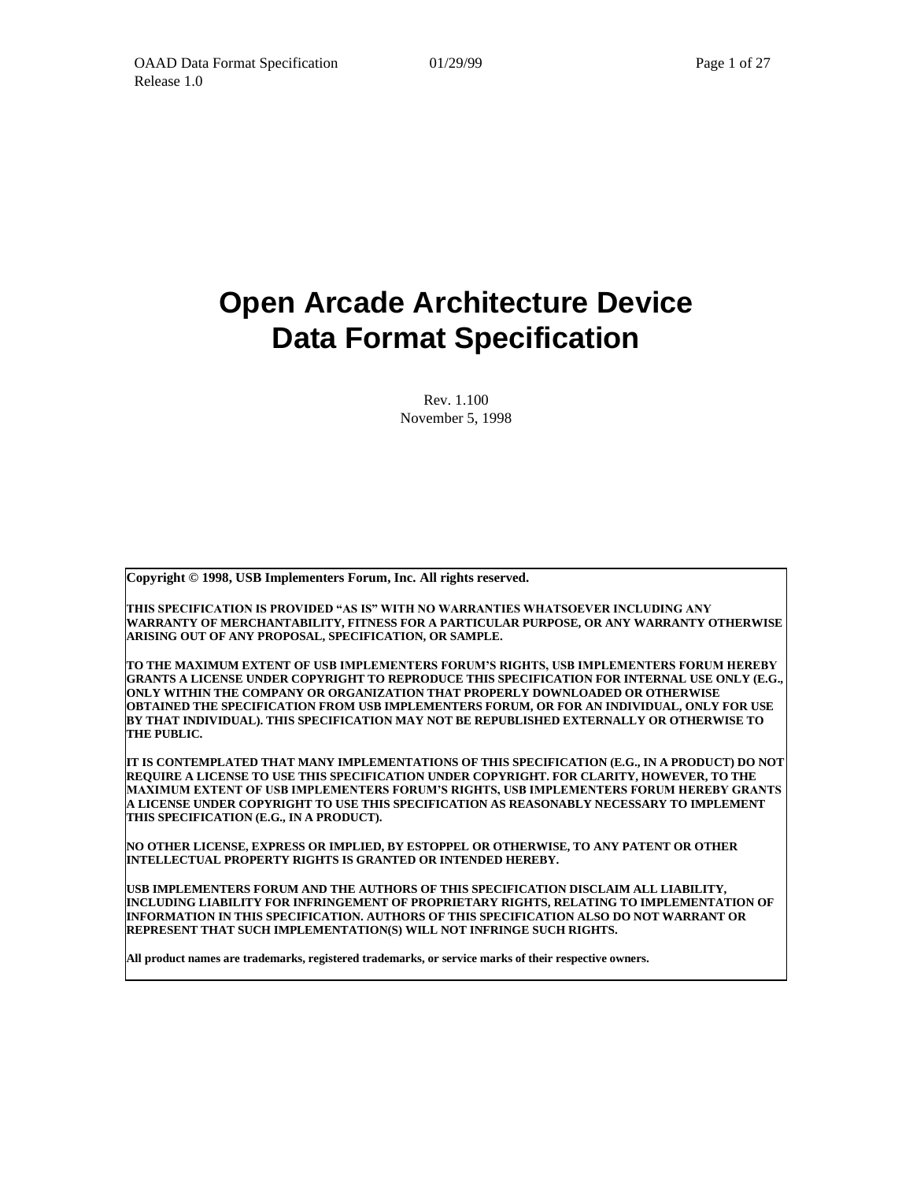# Open Arcade Architecture Device Data Format Specification

Rev. 1.100
November 5, 1998

**Copyright © 1998, USB Implementers Forum, Inc. All rights reserved.**

**THIS SPECIFICATION IS PROVIDED "AS IS" WITH NO WARRANTIES WHATSOEVER INCLUDING ANY WARRANTY OF MERCHANTABILITY, FITNESS FOR A PARTICULAR PURPOSE, OR ANY WARRANTY OTHERWISE ARISING OUT OF ANY PROPOSAL, SPECIFICATION, OR SAMPLE.**

**TO THE MAXIMUM EXTENT OF USB IMPLEMENTERS FORUM'S RIGHTS, USB IMPLEMENTERS FORUM HEREBY GRANTS A LICENSE UNDER COPYRIGHT TO REPRODUCE THIS SPECIFICATION FOR INTERNAL USE ONLY (E.G., ONLY WITHIN THE COMPANY OR ORGANIZATION THAT PROPERLY DOWNLOADED OR OTHERWISE OBTAINED THE SPECIFICATION FROM USB IMPLEMENTERS FORUM, OR FOR AN INDIVIDUAL, ONLY FOR USE BY THAT INDIVIDUAL). THIS SPECIFICATION MAY NOT BE REPUBLISHED EXTERNALLY OR OTHERWISE TO THE PUBLIC.**

**IT IS CONTEMPLATED THAT MANY IMPLEMENTATIONS OF THIS SPECIFICATION (E.G., IN A PRODUCT) DO NOT REQUIRE A LICENSE TO USE THIS SPECIFICATION UNDER COPYRIGHT. FOR CLARITY, HOWEVER, TO THE MAXIMUM EXTENT OF USB IMPLEMENTERS FORUM'S RIGHTS, USB IMPLEMENTERS FORUM HEREBY GRANTS A LICENSE UNDER COPYRIGHT TO USE THIS SPECIFICATION AS REASONABLY NECESSARY TO IMPLEMENT THIS SPECIFICATION (E.G., IN A PRODUCT).**

**NO OTHER LICENSE, EXPRESS OR IMPLIED, BY ESTOPPEL OR OTHERWISE, TO ANY PATENT OR OTHER INTELLECTUAL PROPERTY RIGHTS IS GRANTED OR INTENDED HEREBY.**

**USB IMPLEMENTERS FORUM AND THE AUTHORS OF THIS SPECIFICATION DISCLAIM ALL LIABILITY, INCLUDING LIABILITY FOR INFRINGEMENT OF PROPRIETARY RIGHTS, RELATING TO IMPLEMENTATION OF INFORMATION IN THIS SPECIFICATION. AUTHORS OF THIS SPECIFICATION ALSO DO NOT WARRANT OR REPRESENT THAT SUCH IMPLEMENTATION(S) WILL NOT INFRINGE SUCH RIGHTS.**

**All product names are trademarks, registered trademarks, or service marks of their respective owners.**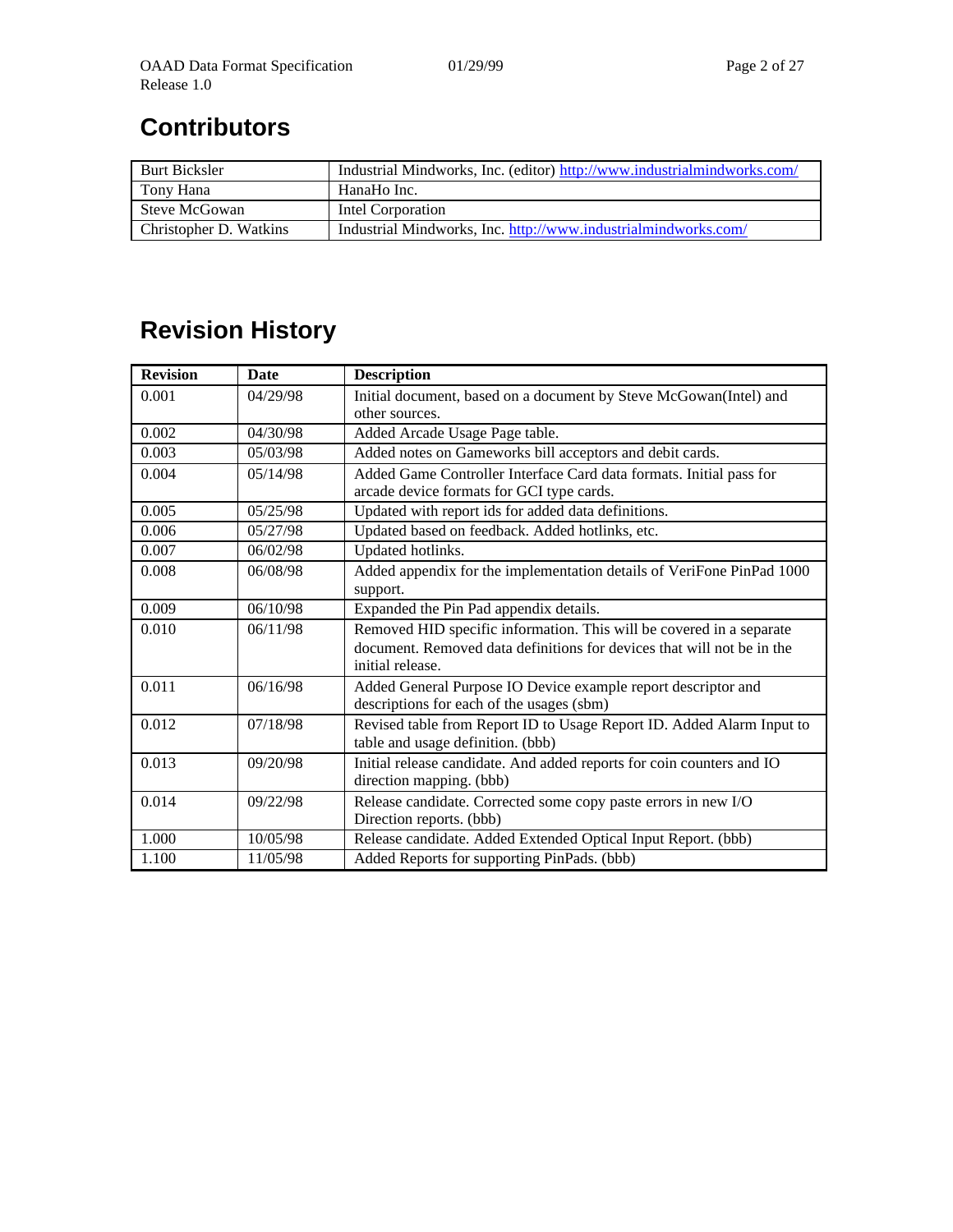## Contributors

| | |
|---|---|
| Burt Bicksler | Industrial Mindworks, Inc. (editor) http://www.industrialmindworks.com/ |
| Tony Hana | HanaHo Inc. |
| Steve McGowan | Intel Corporation |
| Christopher D. Watkins | Industrial Mindworks, Inc. http://www.industrialmindworks.com/ |

## Revision History

| Revision | Date | Description |
|---|---|---|
| 0.001 | 04/29/98 | Initial document, based on a document by Steve McGowan(Intel) and other sources. |
| 0.002 | 04/30/98 | Added Arcade Usage Page table. |
| 0.003 | 05/03/98 | Added notes on Gameworks bill acceptors and debit cards. |
| 0.004 | 05/14/98 | Added Game Controller Interface Card data formats. Initial pass for arcade device formats for GCI type cards. |
| 0.005 | 05/25/98 | Updated with report ids for added data definitions. |
| 0.006 | 05/27/98 | Updated based on feedback. Added hotlinks, etc. |
| 0.007 | 06/02/98 | Updated hotlinks. |
| 0.008 | 06/08/98 | Added appendix for the implementation details of VeriFone PinPad 1000 support. |
| 0.009 | 06/10/98 | Expanded the Pin Pad appendix details. |
| 0.010 | 06/11/98 | Removed HID specific information. This will be covered in a separate document. Removed data definitions for devices that will not be in the initial release. |
| 0.011 | 06/16/98 | Added General Purpose IO Device example report descriptor and descriptions for each of the usages (sbm) |
| 0.012 | 07/18/98 | Revised table from Report ID to Usage Report ID. Added Alarm Input to table and usage definition. (bbb) |
| 0.013 | 09/20/98 | Initial release candidate. And added reports for coin counters and IO direction mapping. (bbb) |
| 0.014 | 09/22/98 | Release candidate. Corrected some copy paste errors in new I/O Direction reports. (bbb) |
| 1.000 | 10/05/98 | Release candidate. Added Extended Optical Input Report. (bbb) |
| 1.100 | 11/05/98 | Added Reports for supporting PinPads. (bbb) |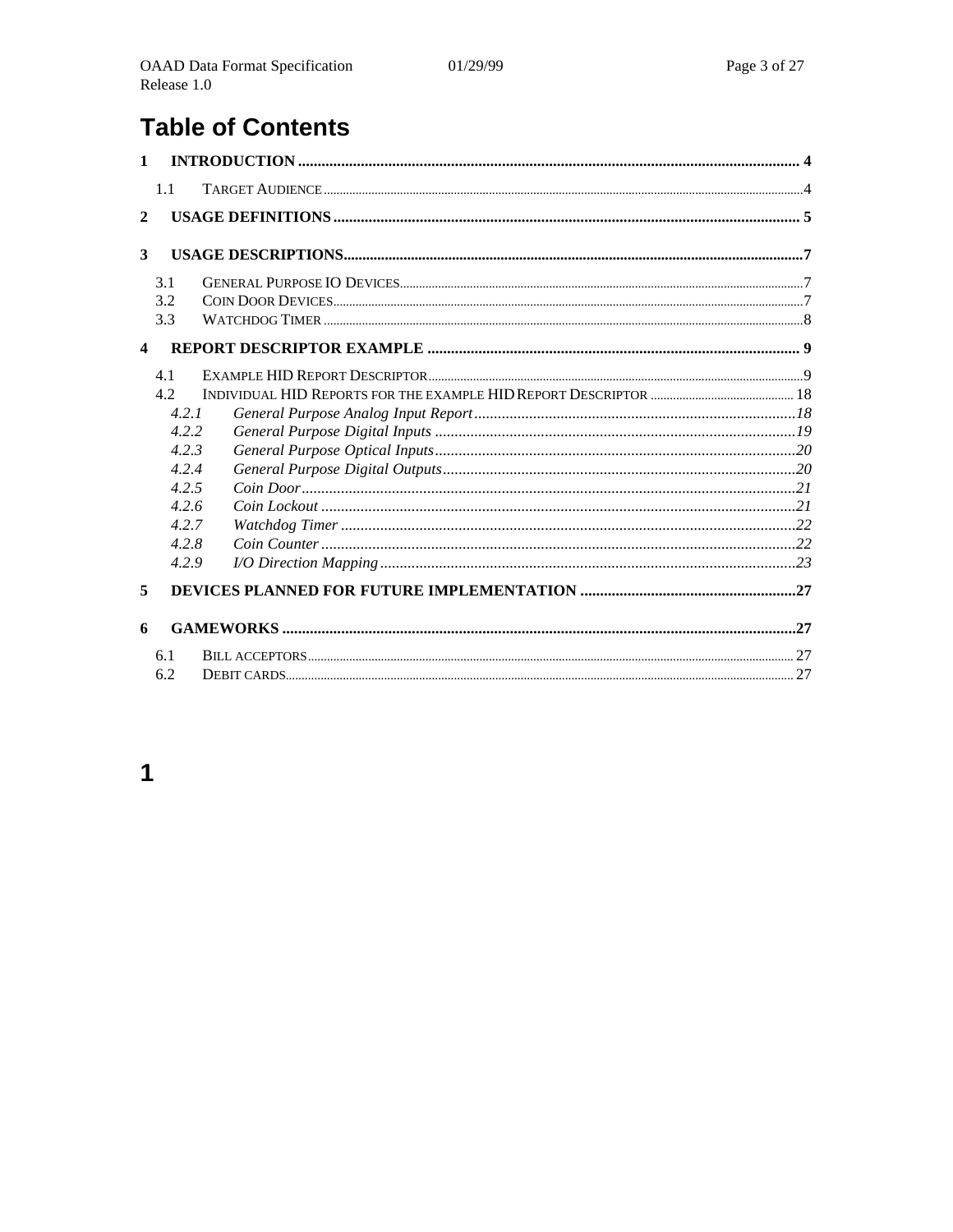# Table of Contents

1 INTRODUCTION ........................................................................................................................ 4

  1.1 TARGET AUDIENCE ........................................................................................................................ 4

2 USAGE DEFINITIONS ........................................................................................................................ 5

3 USAGE DESCRIPTIONS ........................................................................................................................ 7

  3.1 GENERAL PURPOSE IO DEVICES ........................................................................................................................ 7
  3.2 COIN DOOR DEVICES ........................................................................................................................ 7
  3.3 WATCHDOG TIMER ........................................................................................................................ 8

4 REPORT DESCRIPTOR EXAMPLE ........................................................................................................................ 9

  4.1 EXAMPLE HID REPORT DESCRIPTOR ........................................................................................................................ 9
  4.2 INDIVIDUAL HID REPORTS FOR THE EXAMPLE HID REPORT DESCRIPTOR ........................................................................................................................ 18
    *4.2.1 General Purpose Analog Input Report ........................................................................................................................ 18*
    *4.2.2 General Purpose Digital Inputs ........................................................................................................................ 19*
    *4.2.3 General Purpose Optical Inputs ........................................................................................................................ 20*
    *4.2.4 General Purpose Digital Outputs ........................................................................................................................ 20*
    *4.2.5 Coin Door ........................................................................................................................ 21*
    *4.2.6 Coin Lockout ........................................................................................................................ 21*
    *4.2.7 Watchdog Timer ........................................................................................................................ 22*
    *4.2.8 Coin Counter ........................................................................................................................ 22*
    *4.2.9 I/O Direction Mapping ........................................................................................................................ 23*

5 DEVICES PLANNED FOR FUTURE IMPLEMENTATION ........................................................................................................................ 27

6 GAMEWORKS ........................................................................................................................ 27

  6.1 BILL ACCEPTORS ........................................................................................................................ 27
  6.2 DEBIT CARDS ........................................................................................................................ 27

# 1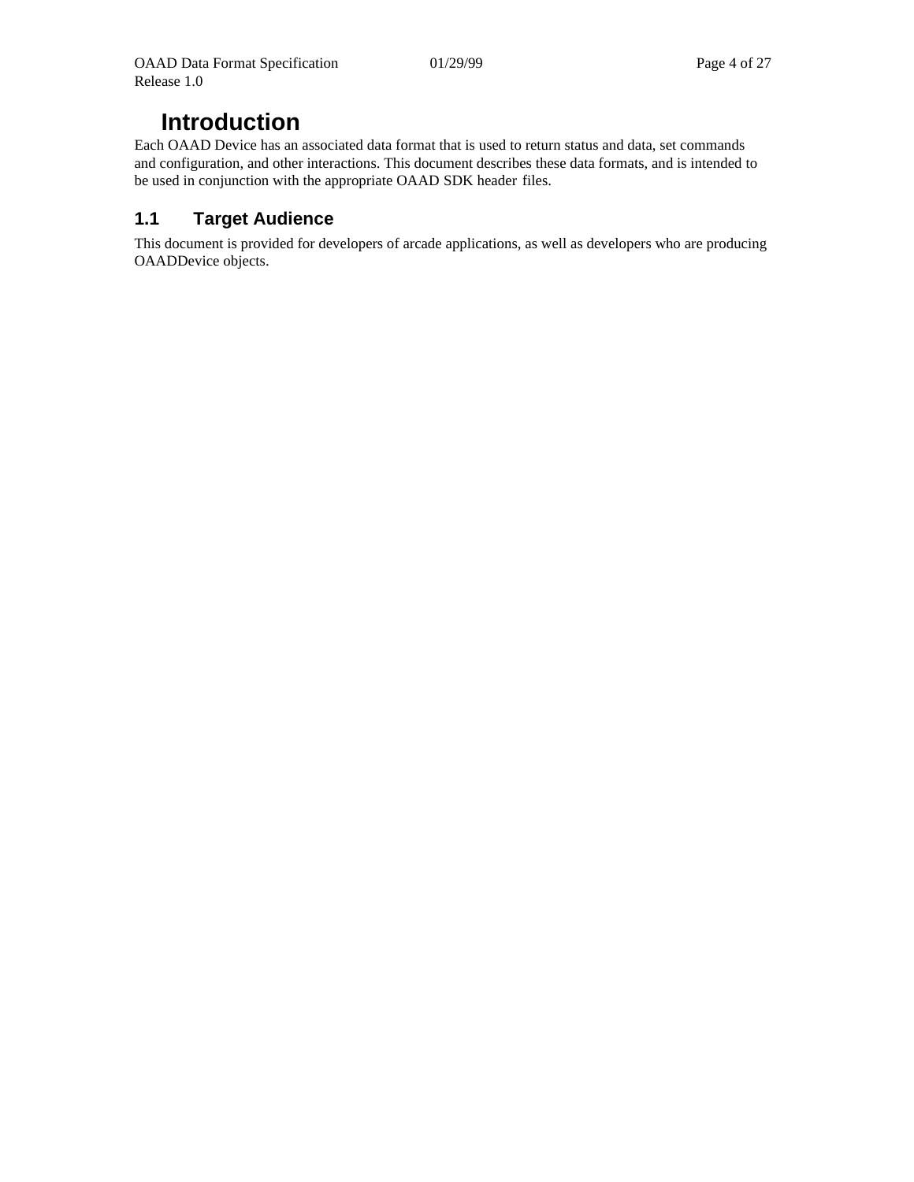# Introduction

Each OAAD Device has an associated data format that is used to return status and data, set commands and configuration, and other interactions. This document describes these data formats, and is intended to be used in conjunction with the appropriate OAAD SDK header files.

## 1.1 Target Audience

This document is provided for developers of arcade applications, as well as developers who are producing OAADDevice objects.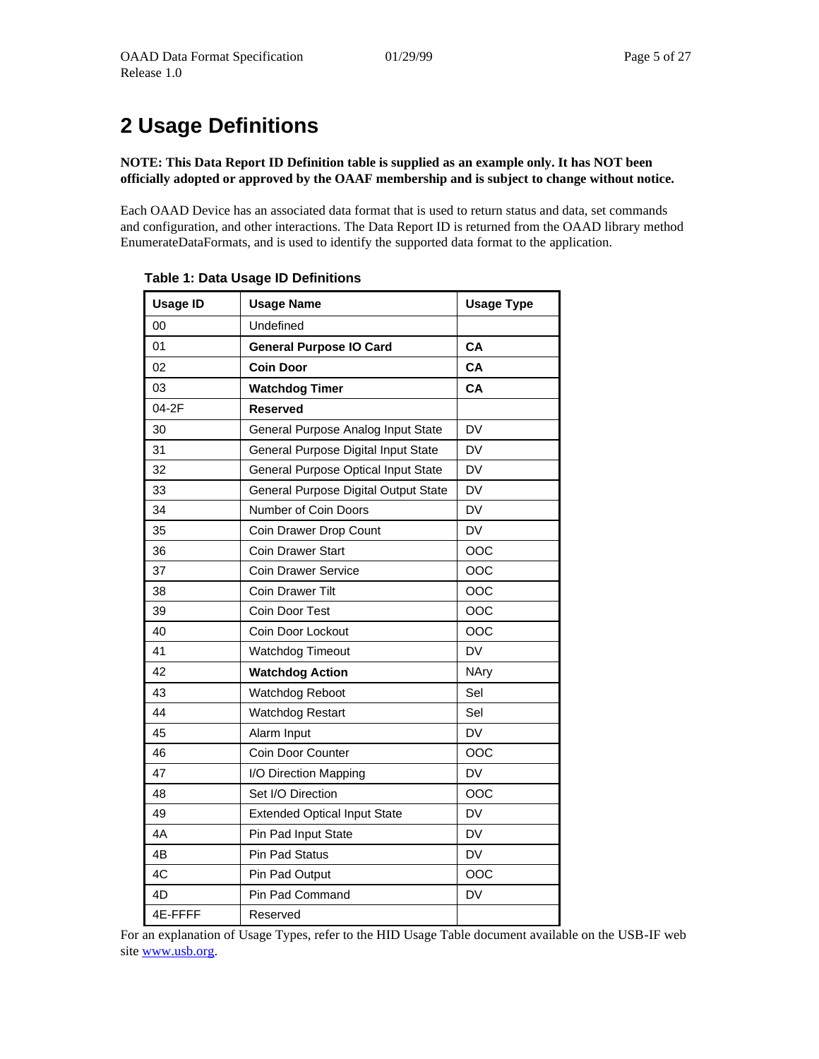# 2 Usage Definitions

**NOTE: This Data Report ID Definition table is supplied as an example only. It has NOT been officially adopted or approved by the OAAF membership and is subject to change without notice.**

Each OAAD Device has an associated data format that is used to return status and data, set commands and configuration, and other interactions. The Data Report ID is returned from the OAAD library method EnumerateDataFormats, and is used to identify the supported data format to the application.

**Table 1: Data Usage ID Definitions**

| Usage ID | Usage Name | Usage Type |
|---|---|---|
| 00 | Undefined | |
| 01 | **General Purpose IO Card** | **CA** |
| 02 | **Coin Door** | **CA** |
| 03 | **Watchdog Timer** | **CA** |
| 04-2F | **Reserved** | |
| 30 | General Purpose Analog Input State | DV |
| 31 | General Purpose Digital Input State | DV |
| 32 | General Purpose Optical Input State | DV |
| 33 | General Purpose Digital Output State | DV |
| 34 | Number of Coin Doors | DV |
| 35 | Coin Drawer Drop Count | DV |
| 36 | Coin Drawer Start | OOC |
| 37 | Coin Drawer Service | OOC |
| 38 | Coin Drawer Tilt | OOC |
| 39 | Coin Door Test | OOC |
| 40 | Coin Door Lockout | OOC |
| 41 | Watchdog Timeout | DV |
| 42 | **Watchdog Action** | NAry |
| 43 | Watchdog Reboot | Sel |
| 44 | Watchdog Restart | Sel |
| 45 | Alarm Input | DV |
| 46 | Coin Door Counter | OOC |
| 47 | I/O Direction Mapping | DV |
| 48 | Set I/O Direction | OOC |
| 49 | Extended Optical Input State | DV |
| 4A | Pin Pad Input State | DV |
| 4B | Pin Pad Status | DV |
| 4C | Pin Pad Output | OOC |
| 4D | Pin Pad Command | DV |
| 4E-FFFF | Reserved | |

For an explanation of Usage Types, refer to the HID Usage Table document available on the USB-IF web site www.usb.org.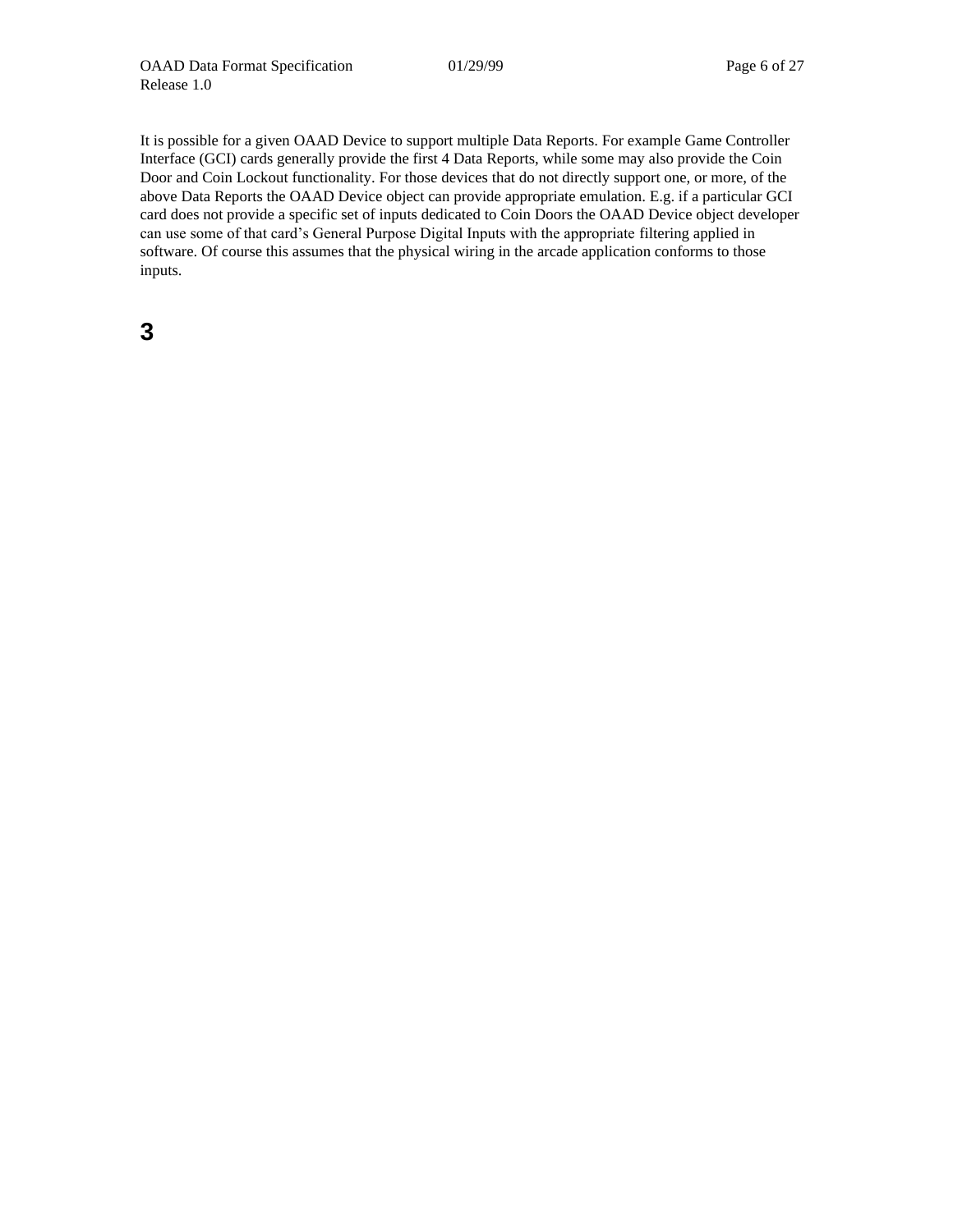It is possible for a given OAAD Device to support multiple Data Reports. For example Game Controller Interface (GCI) cards generally provide the first 4 Data Reports, while some may also provide the Coin Door and Coin Lockout functionality. For those devices that do not directly support one, or more, of the above Data Reports the OAAD Device object can provide appropriate emulation. E.g. if a particular GCI card does not provide a specific set of inputs dedicated to Coin Doors the OAAD Device object developer can use some of that card's General Purpose Digital Inputs with the appropriate filtering applied in software. Of course this assumes that the physical wiring in the arcade application conforms to those inputs.

# 3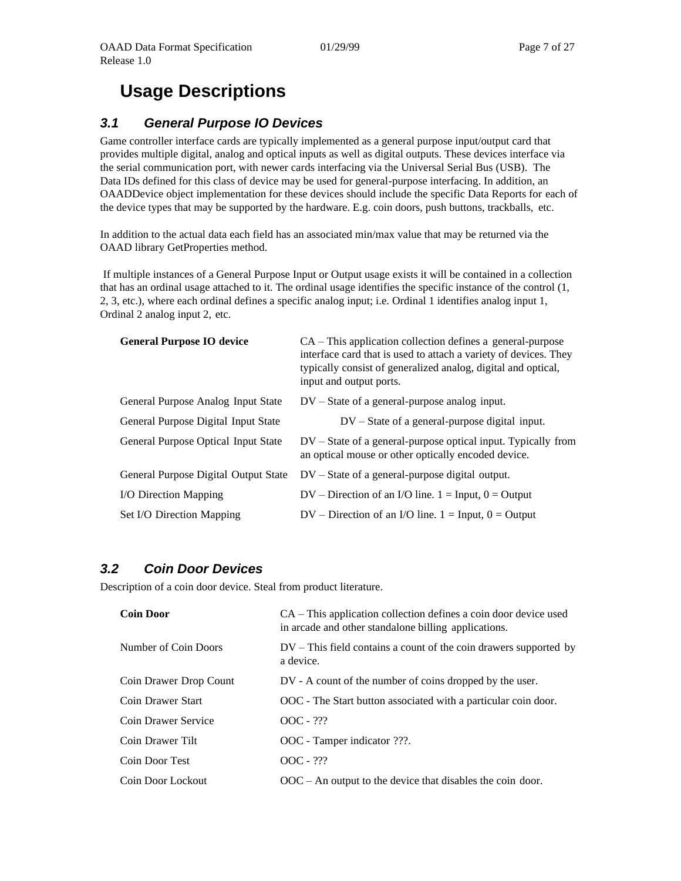# Usage Descriptions

## 3.1 General Purpose IO Devices

Game controller interface cards are typically implemented as a general purpose input/output card that provides multiple digital, analog and optical inputs as well as digital outputs. These devices interface via the serial communication port, with newer cards interfacing via the Universal Serial Bus (USB). The Data IDs defined for this class of device may be used for general-purpose interfacing. In addition, an OAADDevice object implementation for these devices should include the specific Data Reports for each of the device types that may be supported by the hardware. E.g. coin doors, push buttons, trackballs, etc.

In addition to the actual data each field has an associated min/max value that may be returned via the OAAD library GetProperties method.

If multiple instances of a General Purpose Input or Output usage exists it will be contained in a collection that has an ordinal usage attached to it. The ordinal usage identifies the specific instance of the control (1, 2, 3, etc.), where each ordinal defines a specific analog input; i.e. Ordinal 1 identifies analog input 1, Ordinal 2 analog input 2, etc.

| | |
|---|---|
| **General Purpose IO device** | CA – This application collection defines a general-purpose interface card that is used to attach a variety of devices. They typically consist of generalized analog, digital and optical, input and output ports. |
| General Purpose Analog Input State | DV – State of a general-purpose analog input. |
| General Purpose Digital Input State | DV – State of a general-purpose digital input. |
| General Purpose Optical Input State | DV – State of a general-purpose optical input. Typically from an optical mouse or other optically encoded device. |
| General Purpose Digital Output State | DV – State of a general-purpose digital output. |
| I/O Direction Mapping | DV – Direction of an I/O line. 1 = Input, 0 = Output |
| Set I/O Direction Mapping | DV – Direction of an I/O line. 1 = Input, 0 = Output |

## 3.2 Coin Door Devices

Description of a coin door device. Steal from product literature.

| | |
|---|---|
| **Coin Door** | CA – This application collection defines a coin door device used in arcade and other standalone billing applications. |
| Number of Coin Doors | DV – This field contains a count of the coin drawers supported by a device. |
| Coin Drawer Drop Count | DV - A count of the number of coins dropped by the user. |
| Coin Drawer Start | OOC - The Start button associated with a particular coin door. |
| Coin Drawer Service | OOC - ??? |
| Coin Drawer Tilt | OOC - Tamper indicator ???. |
| Coin Door Test | OOC - ??? |
| Coin Door Lockout | OOC – An output to the device that disables the coin door. |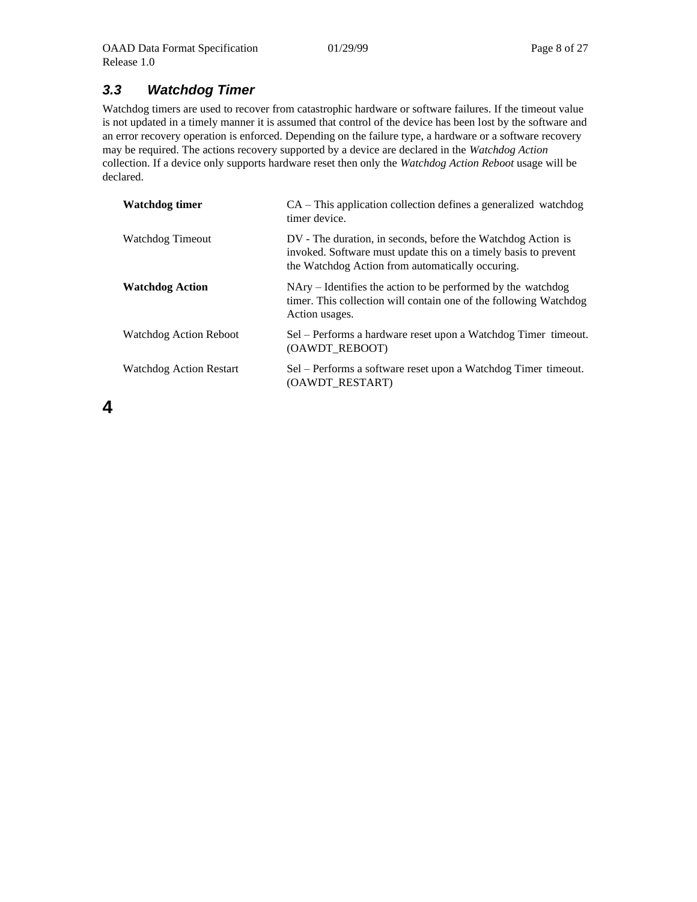### 3.3 Watchdog Timer

Watchdog timers are used to recover from catastrophic hardware or software failures. If the timeout value is not updated in a timely manner it is assumed that control of the device has been lost by the software and an error recovery operation is enforced. Depending on the failure type, a hardware or a software recovery may be required. The actions recovery supported by a device are declared in the *Watchdog Action* collection. If a device only supports hardware reset then only the *Watchdog Action Reboot* usage will be declared.

| | |
|---|---|
| **Watchdog timer** | CA – This application collection defines a generalized watchdog timer device. |
| Watchdog Timeout | DV - The duration, in seconds, before the Watchdog Action is invoked. Software must update this on a timely basis to prevent the Watchdog Action from automatically occuring. |
| **Watchdog Action** | NAry – Identifies the action to be performed by the watchdog timer. This collection will contain one of the following Watchdog Action usages. |
| Watchdog Action Reboot | Sel – Performs a hardware reset upon a Watchdog Timer timeout. (OAWDT_REBOOT) |
| Watchdog Action Restart | Sel – Performs a software reset upon a Watchdog Timer timeout. (OAWDT_RESTART) |

# 4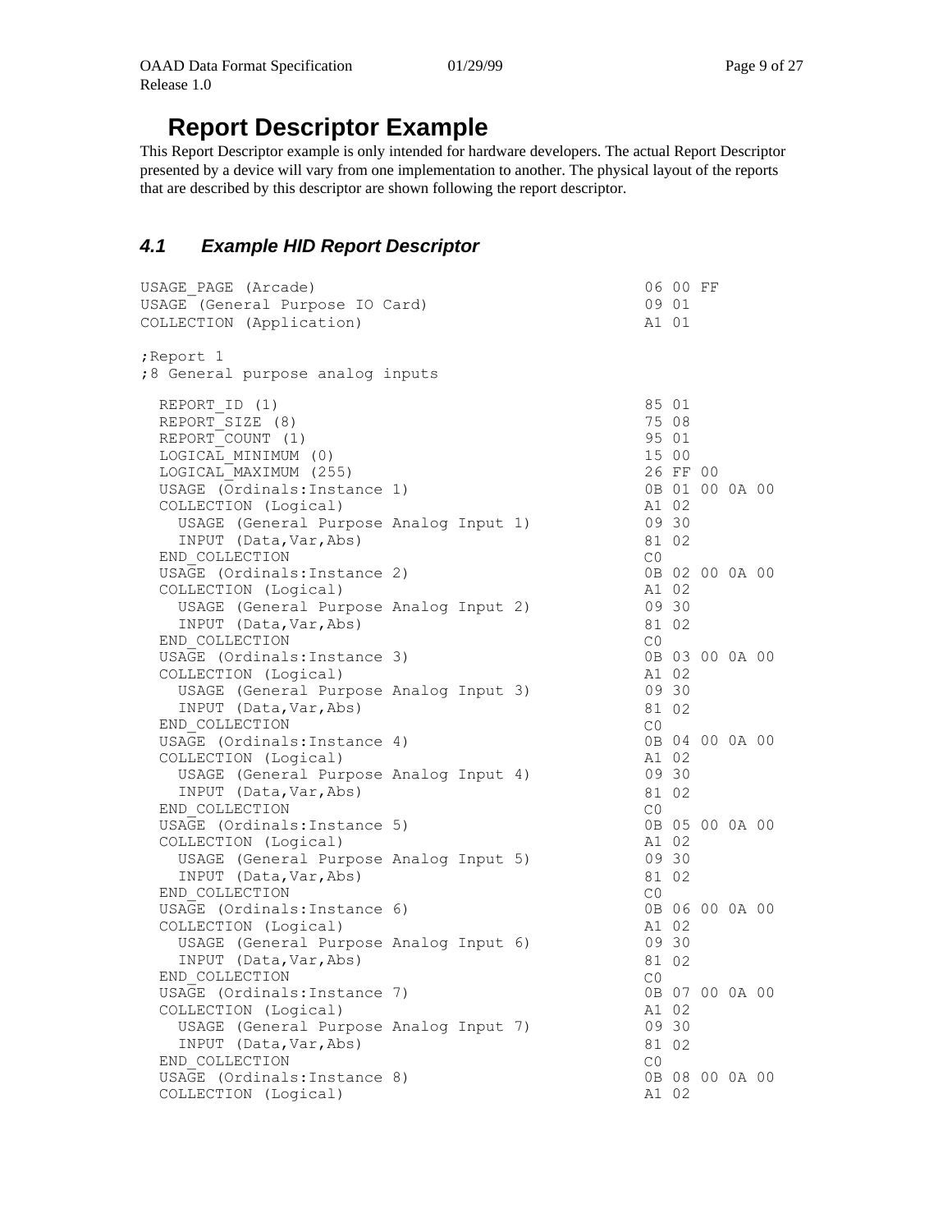# Report Descriptor Example

This Report Descriptor example is only intended for hardware developers. The actual Report Descriptor presented by a device will vary from one implementation to another. The physical layout of the reports that are described by this descriptor are shown following the report descriptor.

## *4.1 Example HID Report Descriptor*

```
USAGE_PAGE (Arcade)                                      06 00 FF
USAGE (General Purpose IO Card)                          09 01
COLLECTION (Application)                                 A1 01

;Report 1
;8 General purpose analog inputs

  REPORT_ID (1)                                          85 01
  REPORT_SIZE (8)                                        75 08
  REPORT_COUNT (1)                                       95 01
  LOGICAL_MINIMUM (0)                                    15 00
  LOGICAL_MAXIMUM (255)                                  26 FF 00
  USAGE (Ordinals:Instance 1)                            0B 01 00 0A 00
  COLLECTION (Logical)                                   A1 02
    USAGE (General Purpose Analog Input 1)               09 30
    INPUT (Data,Var,Abs)                                 81 02
  END_COLLECTION                                         C0
  USAGE (Ordinals:Instance 2)                            0B 02 00 0A 00
  COLLECTION (Logical)                                   A1 02
    USAGE (General Purpose Analog Input 2)               09 30
    INPUT (Data,Var,Abs)                                 81 02
  END_COLLECTION                                         C0
  USAGE (Ordinals:Instance 3)                            0B 03 00 0A 00
  COLLECTION (Logical)                                   A1 02
    USAGE (General Purpose Analog Input 3)               09 30
    INPUT (Data,Var,Abs)                                 81 02
  END_COLLECTION                                         C0
  USAGE (Ordinals:Instance 4)                            0B 04 00 0A 00
  COLLECTION (Logical)                                   A1 02
    USAGE (General Purpose Analog Input 4)               09 30
    INPUT (Data,Var,Abs)                                 81 02
  END_COLLECTION                                         C0
  USAGE (Ordinals:Instance 5)                            0B 05 00 0A 00
  COLLECTION (Logical)                                   A1 02
    USAGE (General Purpose Analog Input 5)               09 30
    INPUT (Data,Var,Abs)                                 81 02
  END_COLLECTION                                         C0
  USAGE (Ordinals:Instance 6)                            0B 06 00 0A 00
  COLLECTION (Logical)                                   A1 02
    USAGE (General Purpose Analog Input 6)               09 30
    INPUT (Data,Var,Abs)                                 81 02
  END_COLLECTION                                         C0
  USAGE (Ordinals:Instance 7)                            0B 07 00 0A 00
  COLLECTION (Logical)                                   A1 02
    USAGE (General Purpose Analog Input 7)               09 30
    INPUT (Data,Var,Abs)                                 81 02
  END_COLLECTION                                         C0
  USAGE (Ordinals:Instance 8)                            0B 08 00 0A 00
  COLLECTION (Logical)                                   A1 02
```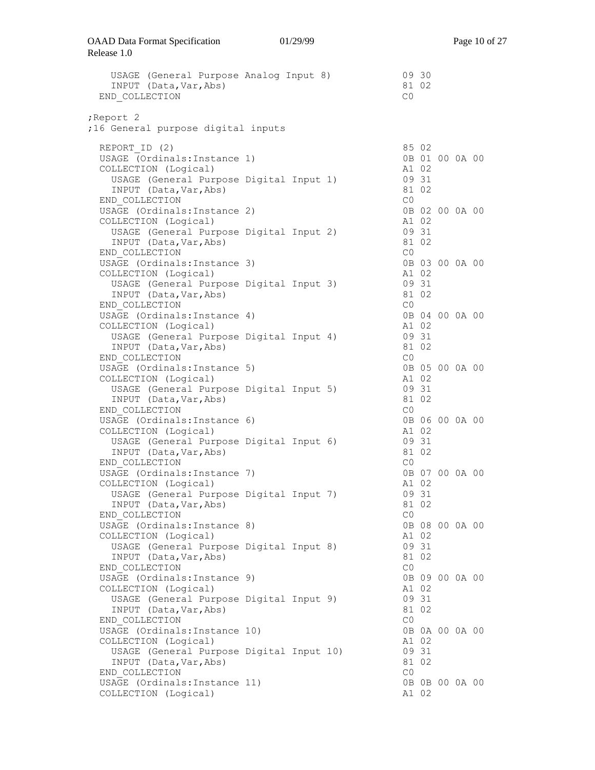```
    USAGE (General Purpose Analog Input 8)          09 30
    INPUT (Data,Var,Abs)                            81 02
  END_COLLECTION                                    C0

;Report 2
;16 General purpose digital inputs

  REPORT_ID (2)                                     85 02
  USAGE (Ordinals:Instance 1)                       0B 01 00 0A 00
  COLLECTION (Logical)                              A1 02
    USAGE (General Purpose Digital Input 1)         09 31
    INPUT (Data,Var,Abs)                            81 02
  END_COLLECTION                                    C0
  USAGE (Ordinals:Instance 2)                       0B 02 00 0A 00
  COLLECTION (Logical)                              A1 02
    USAGE (General Purpose Digital Input 2)         09 31
    INPUT (Data,Var,Abs)                            81 02
  END_COLLECTION                                    C0
  USAGE (Ordinals:Instance 3)                       0B 03 00 0A 00
  COLLECTION (Logical)                              A1 02
    USAGE (General Purpose Digital Input 3)         09 31
    INPUT (Data,Var,Abs)                            81 02
  END_COLLECTION                                    C0
  USAGE (Ordinals:Instance 4)                       0B 04 00 0A 00
  COLLECTION (Logical)                              A1 02
    USAGE (General Purpose Digital Input 4)         09 31
    INPUT (Data,Var,Abs)                            81 02
  END_COLLECTION                                    C0
  USAGE (Ordinals:Instance 5)                       0B 05 00 0A 00
  COLLECTION (Logical)                              A1 02
    USAGE (General Purpose Digital Input 5)         09 31
    INPUT (Data,Var,Abs)                            81 02
  END_COLLECTION                                    C0
  USAGE (Ordinals:Instance 6)                       0B 06 00 0A 00
  COLLECTION (Logical)                              A1 02
    USAGE (General Purpose Digital Input 6)         09 31
    INPUT (Data,Var,Abs)                            81 02
  END_COLLECTION                                    C0
  USAGE (Ordinals:Instance 7)                       0B 07 00 0A 00
  COLLECTION (Logical)                              A1 02
    USAGE (General Purpose Digital Input 7)         09 31
    INPUT (Data,Var,Abs)                            81 02
  END_COLLECTION                                    C0
  USAGE (Ordinals:Instance 8)                       0B 08 00 0A 00
  COLLECTION (Logical)                              A1 02
    USAGE (General Purpose Digital Input 8)         09 31
    INPUT (Data,Var,Abs)                            81 02
  END_COLLECTION                                    C0
  USAGE (Ordinals:Instance 9)                       0B 09 00 0A 00
  COLLECTION (Logical)                              A1 02
    USAGE (General Purpose Digital Input 9)         09 31
    INPUT (Data,Var,Abs)                            81 02
  END_COLLECTION                                    C0
  USAGE (Ordinals:Instance 10)                      0B 0A 00 0A 00
  COLLECTION (Logical)                              A1 02
    USAGE (General Purpose Digital Input 10)        09 31
    INPUT (Data,Var,Abs)                            81 02
  END_COLLECTION                                    C0
  USAGE (Ordinals:Instance 11)                      0B 0B 00 0A 00
  COLLECTION (Logical)                              A1 02
```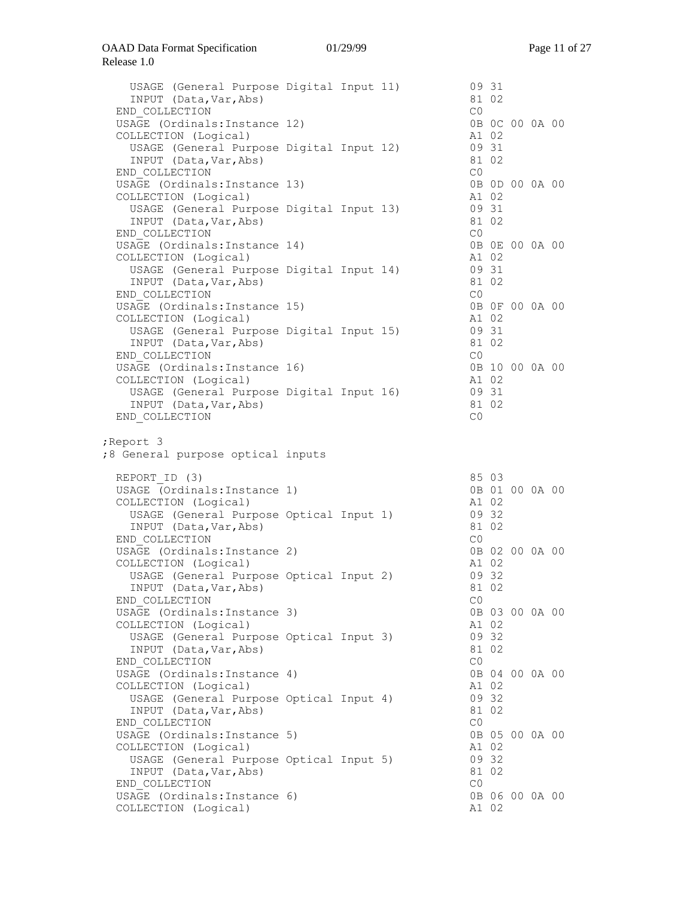```
    USAGE (General Purpose Digital Input 11)          09 31
    INPUT (Data,Var,Abs)                              81 02
  END_COLLECTION                                      C0
  USAGE (Ordinals:Instance 12)                        0B 0C 00 0A 00
  COLLECTION (Logical)                                A1 02
    USAGE (General Purpose Digital Input 12)          09 31
    INPUT (Data,Var,Abs)                              81 02
  END_COLLECTION                                      C0
  USAGE (Ordinals:Instance 13)                        0B 0D 00 0A 00
  COLLECTION (Logical)                                A1 02
    USAGE (General Purpose Digital Input 13)          09 31
    INPUT (Data,Var,Abs)                              81 02
  END_COLLECTION                                      C0
  USAGE (Ordinals:Instance 14)                        0B 0E 00 0A 00
  COLLECTION (Logical)                                A1 02
    USAGE (General Purpose Digital Input 14)          09 31
    INPUT (Data,Var,Abs)                              81 02
  END_COLLECTION                                      C0
  USAGE (Ordinals:Instance 15)                        0B 0F 00 0A 00
  COLLECTION (Logical)                                A1 02
    USAGE (General Purpose Digital Input 15)          09 31
    INPUT (Data,Var,Abs)                              81 02
  END_COLLECTION                                      C0
  USAGE (Ordinals:Instance 16)                        0B 10 00 0A 00
  COLLECTION (Logical)                                A1 02
    USAGE (General Purpose Digital Input 16)          09 31
    INPUT (Data,Var,Abs)                              81 02
  END_COLLECTION                                      C0

;Report 3
;8 General purpose optical inputs

  REPORT_ID (3)                                       85 03
  USAGE (Ordinals:Instance 1)                         0B 01 00 0A 00
  COLLECTION (Logical)                                A1 02
    USAGE (General Purpose Optical Input 1)           09 32
    INPUT (Data,Var,Abs)                              81 02
  END_COLLECTION                                      C0
  USAGE (Ordinals:Instance 2)                         0B 02 00 0A 00
  COLLECTION (Logical)                                A1 02
    USAGE (General Purpose Optical Input 2)           09 32
    INPUT (Data,Var,Abs)                              81 02
  END_COLLECTION                                      C0
  USAGE (Ordinals:Instance 3)                         0B 03 00 0A 00
  COLLECTION (Logical)                                A1 02
    USAGE (General Purpose Optical Input 3)           09 32
    INPUT (Data,Var,Abs)                              81 02
  END_COLLECTION                                      C0
  USAGE (Ordinals:Instance 4)                         0B 04 00 0A 00
  COLLECTION (Logical)                                A1 02
    USAGE (General Purpose Optical Input 4)           09 32
    INPUT (Data,Var,Abs)                              81 02
  END_COLLECTION                                      C0
  USAGE (Ordinals:Instance 5)                         0B 05 00 0A 00
  COLLECTION (Logical)                                A1 02
    USAGE (General Purpose Optical Input 5)           09 32
    INPUT (Data,Var,Abs)                              81 02
  END_COLLECTION                                      C0
  USAGE (Ordinals:Instance 6)                         0B 06 00 0A 00
  COLLECTION (Logical)                                A1 02
```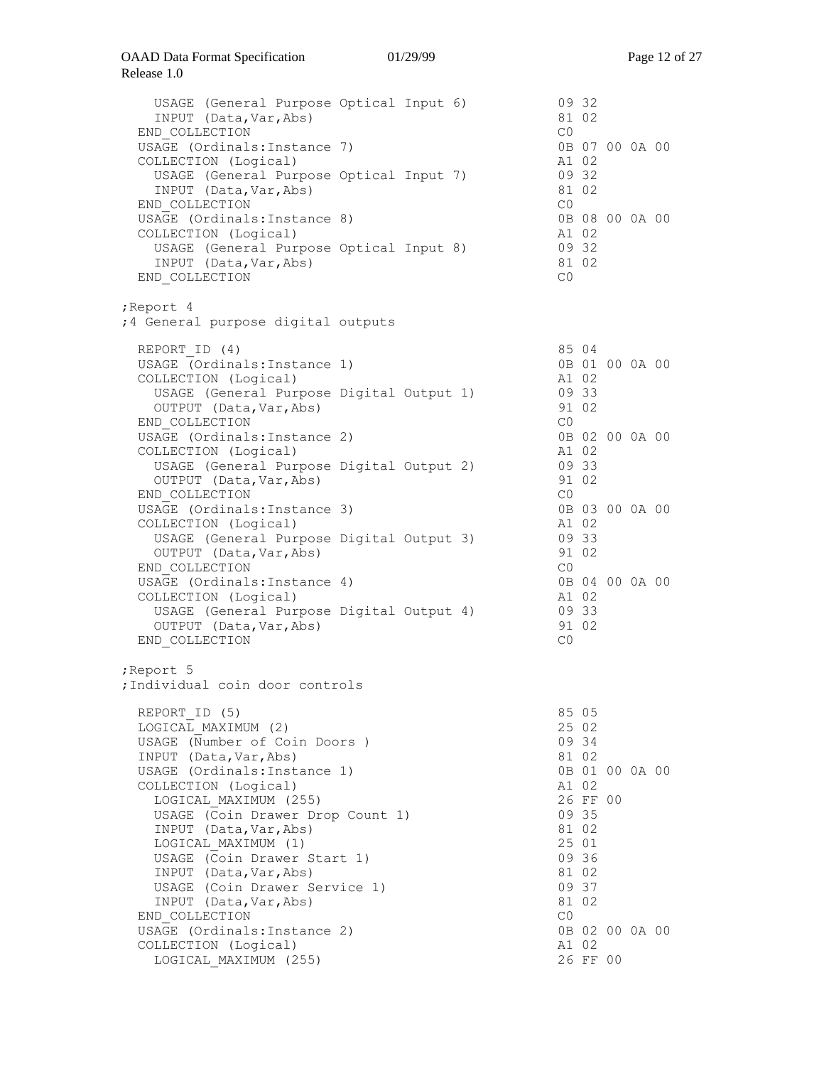```
    USAGE (General Purpose Optical Input 6)          09 32
    INPUT (Data,Var,Abs)                             81 02
  END_COLLECTION                                     C0
  USAGE (Ordinals:Instance 7)                        0B 07 00 0A 00
  COLLECTION (Logical)                               A1 02
    USAGE (General Purpose Optical Input 7)          09 32
    INPUT (Data,Var,Abs)                             81 02
  END_COLLECTION                                     C0
  USAGE (Ordinals:Instance 8)                        0B 08 00 0A 00
  COLLECTION (Logical)                               A1 02
    USAGE (General Purpose Optical Input 8)          09 32
    INPUT (Data,Var,Abs)                             81 02
  END_COLLECTION                                     C0

;Report 4
;4 General purpose digital outputs

  REPORT_ID (4)                                      85 04
  USAGE (Ordinals:Instance 1)                        0B 01 00 0A 00
  COLLECTION (Logical)                               A1 02
    USAGE (General Purpose Digital Output 1)         09 33
    OUTPUT (Data,Var,Abs)                            91 02
  END_COLLECTION                                     C0
  USAGE (Ordinals:Instance 2)                        0B 02 00 0A 00
  COLLECTION (Logical)                               A1 02
    USAGE (General Purpose Digital Output 2)         09 33
    OUTPUT (Data,Var,Abs)                            91 02
  END_COLLECTION                                     C0
  USAGE (Ordinals:Instance 3)                        0B 03 00 0A 00
  COLLECTION (Logical)                               A1 02
    USAGE (General Purpose Digital Output 3)         09 33
    OUTPUT (Data,Var,Abs)                            91 02
  END_COLLECTION                                     C0
  USAGE (Ordinals:Instance 4)                        0B 04 00 0A 00
  COLLECTION (Logical)                               A1 02
    USAGE (General Purpose Digital Output 4)         09 33
    OUTPUT (Data,Var,Abs)                            91 02
  END_COLLECTION                                     C0

;Report 5
;Individual coin door controls

  REPORT_ID (5)                                      85 05
  LOGICAL_MAXIMUM (2)                                25 02
  USAGE (Number of Coin Doors )                      09 34
  INPUT (Data,Var,Abs)                               81 02
  USAGE (Ordinals:Instance 1)                        0B 01 00 0A 00
  COLLECTION (Logical)                               A1 02
    LOGICAL_MAXIMUM (255)                            26 FF 00
    USAGE (Coin Drawer Drop Count 1)                 09 35
    INPUT (Data,Var,Abs)                             81 02
    LOGICAL_MAXIMUM (1)                              25 01
    USAGE (Coin Drawer Start 1)                      09 36
    INPUT (Data,Var,Abs)                             81 02
    USAGE (Coin Drawer Service 1)                    09 37
    INPUT (Data,Var,Abs)                             81 02
  END_COLLECTION                                     C0
  USAGE (Ordinals:Instance 2)                        0B 02 00 0A 00
  COLLECTION (Logical)                               A1 02
    LOGICAL_MAXIMUM (255)                            26 FF 00
```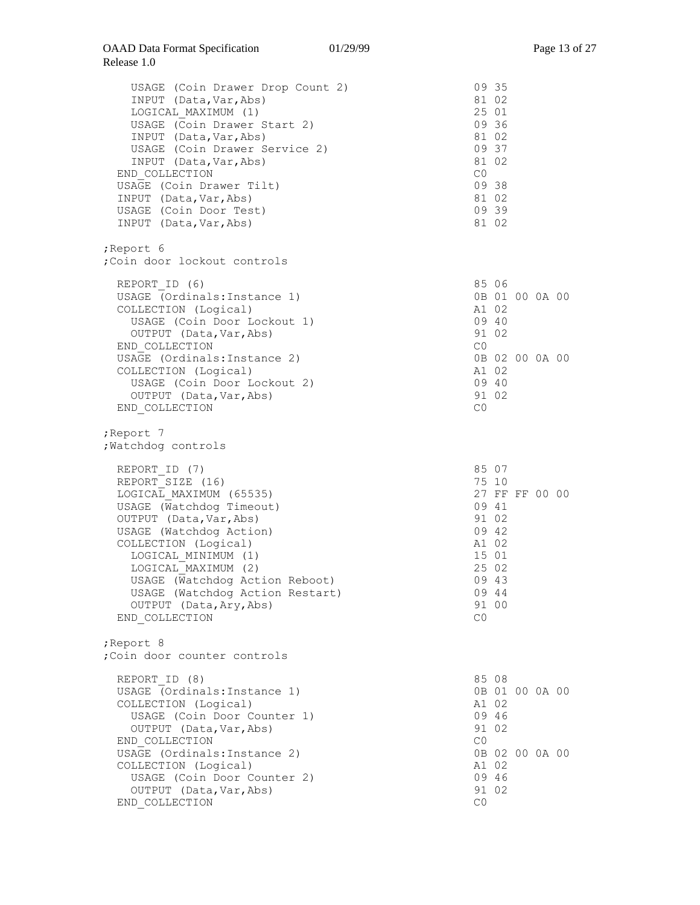```
    USAGE (Coin Drawer Drop Count 2)                09 35
    INPUT (Data,Var,Abs)                            81 02
    LOGICAL_MAXIMUM (1)                             25 01
    USAGE (Coin Drawer Start 2)                     09 36
    INPUT (Data,Var,Abs)                            81 02
    USAGE (Coin Drawer Service 2)                   09 37
    INPUT (Data,Var,Abs)                            81 02
  END_COLLECTION                                    C0
  USAGE (Coin Drawer Tilt)                          09 38
  INPUT (Data,Var,Abs)                              81 02
  USAGE (Coin Door Test)                            09 39
  INPUT (Data,Var,Abs)                              81 02

;Report 6
;Coin door lockout controls

  REPORT_ID (6)                                     85 06
  USAGE (Ordinals:Instance 1)                       0B 01 00 0A 00
  COLLECTION (Logical)                              A1 02
    USAGE (Coin Door Lockout 1)                     09 40
    OUTPUT (Data,Var,Abs)                           91 02
  END_COLLECTION                                    C0
  USAGE (Ordinals:Instance 2)                       0B 02 00 0A 00
  COLLECTION (Logical)                              A1 02
    USAGE (Coin Door Lockout 2)                     09 40
    OUTPUT (Data,Var,Abs)                           91 02
  END_COLLECTION                                    C0

;Report 7
;Watchdog controls

  REPORT_ID (7)                                     85 07
  REPORT_SIZE (16)                                  75 10
  LOGICAL_MAXIMUM (65535)                           27 FF FF 00 00
  USAGE (Watchdog Timeout)                          09 41
  OUTPUT (Data,Var,Abs)                             91 02
  USAGE (Watchdog Action)                           09 42
  COLLECTION (Logical)                              A1 02
    LOGICAL_MINIMUM (1)                             15 01
    LOGICAL_MAXIMUM (2)                             25 02
    USAGE (Watchdog Action Reboot)                  09 43
    USAGE (Watchdog Action Restart)                 09 44
    OUTPUT (Data,Ary,Abs)                           91 00
  END_COLLECTION                                    C0

;Report 8
;Coin door counter controls

  REPORT_ID (8)                                     85 08
  USAGE (Ordinals:Instance 1)                       0B 01 00 0A 00
  COLLECTION (Logical)                              A1 02
    USAGE (Coin Door Counter 1)                     09 46
    OUTPUT (Data,Var,Abs)                           91 02
  END_COLLECTION                                    C0
  USAGE (Ordinals:Instance 2)                       0B 02 00 0A 00
  COLLECTION (Logical)                              A1 02
    USAGE (Coin Door Counter 2)                     09 46
    OUTPUT (Data,Var,Abs)                           91 02
  END_COLLECTION                                    C0
```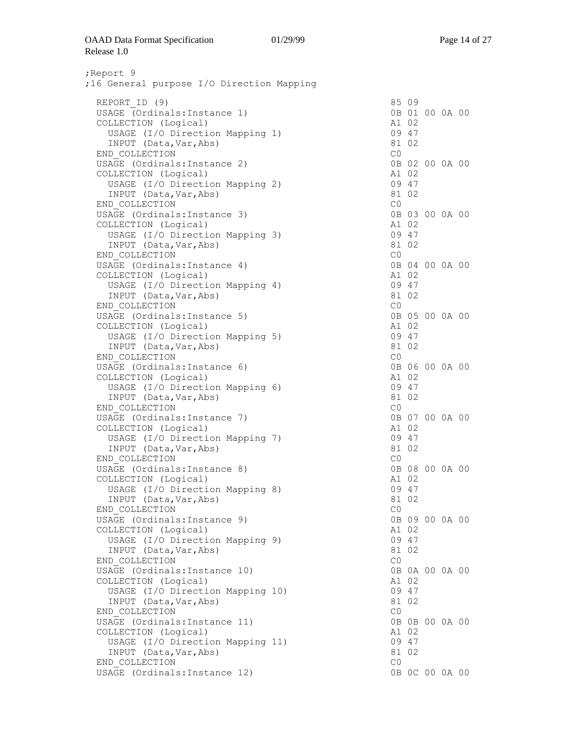```
;Report 9
;16 General purpose I/O Direction Mapping

  REPORT_ID (9)                                         85 09
  USAGE (Ordinals:Instance 1)                           0B 01 00 0A 00
  COLLECTION (Logical)                                  A1 02
    USAGE (I/O Direction Mapping 1)                     09 47
    INPUT (Data,Var,Abs)                                81 02
  END_COLLECTION                                        C0
  USAGE (Ordinals:Instance 2)                           0B 02 00 0A 00
  COLLECTION (Logical)                                  A1 02
    USAGE (I/O Direction Mapping 2)                     09 47
    INPUT (Data,Var,Abs)                                81 02
  END_COLLECTION                                        C0
  USAGE (Ordinals:Instance 3)                           0B 03 00 0A 00
  COLLECTION (Logical)                                  A1 02
    USAGE (I/O Direction Mapping 3)                     09 47
    INPUT (Data,Var,Abs)                                81 02
  END_COLLECTION                                        C0
  USAGE (Ordinals:Instance 4)                           0B 04 00 0A 00
  COLLECTION (Logical)                                  A1 02
    USAGE (I/O Direction Mapping 4)                     09 47
    INPUT (Data,Var,Abs)                                81 02
  END_COLLECTION                                        C0
  USAGE (Ordinals:Instance 5)                           0B 05 00 0A 00
  COLLECTION (Logical)                                  A1 02
    USAGE (I/O Direction Mapping 5)                     09 47
    INPUT (Data,Var,Abs)                                81 02
  END_COLLECTION                                        C0
  USAGE (Ordinals:Instance 6)                           0B 06 00 0A 00
  COLLECTION (Logical)                                  A1 02
    USAGE (I/O Direction Mapping 6)                     09 47
    INPUT (Data,Var,Abs)                                81 02
  END_COLLECTION                                        C0
  USAGE (Ordinals:Instance 7)                           0B 07 00 0A 00
  COLLECTION (Logical)                                  A1 02
    USAGE (I/O Direction Mapping 7)                     09 47
    INPUT (Data,Var,Abs)                                81 02
  END_COLLECTION                                        C0
  USAGE (Ordinals:Instance 8)                           0B 08 00 0A 00
  COLLECTION (Logical)                                  A1 02
    USAGE (I/O Direction Mapping 8)                     09 47
    INPUT (Data,Var,Abs)                                81 02
  END_COLLECTION                                        C0
  USAGE (Ordinals:Instance 9)                           0B 09 00 0A 00
  COLLECTION (Logical)                                  A1 02
    USAGE (I/O Direction Mapping 9)                     09 47
    INPUT (Data,Var,Abs)                                81 02
  END_COLLECTION                                        C0
  USAGE (Ordinals:Instance 10)                          0B 0A 00 0A 00
  COLLECTION (Logical)                                  A1 02
    USAGE (I/O Direction Mapping 10)                    09 47
    INPUT (Data,Var,Abs)                                81 02
  END_COLLECTION                                        C0
  USAGE (Ordinals:Instance 11)                          0B 0B 00 0A 00
  COLLECTION (Logical)                                  A1 02
    USAGE (I/O Direction Mapping 11)                    09 47
    INPUT (Data,Var,Abs)                                81 02
  END_COLLECTION                                        C0
  USAGE (Ordinals:Instance 12)                          0B 0C 00 0A 00
```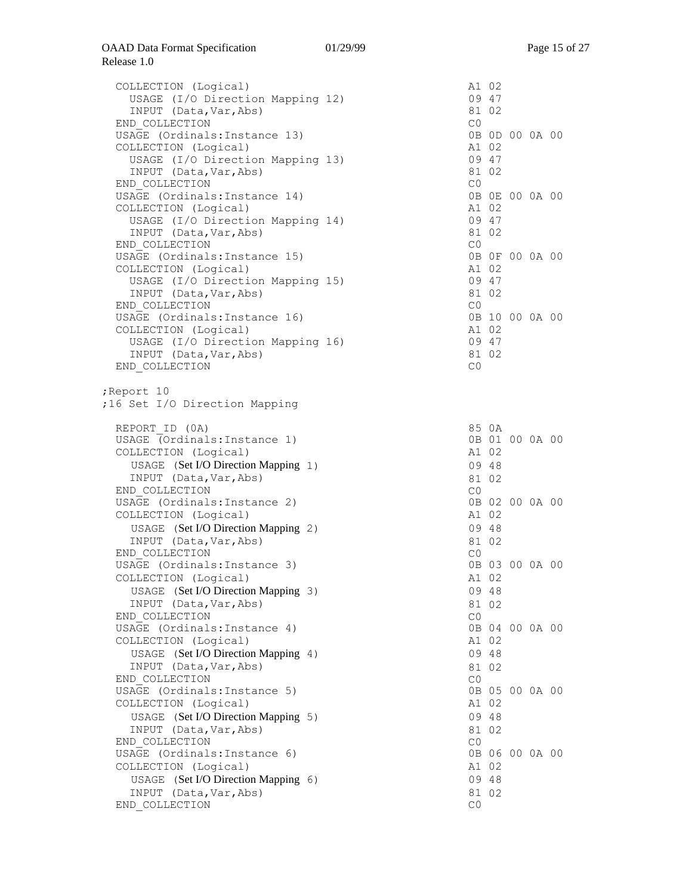```
  COLLECTION (Logical)                                    A1 02
    USAGE (I/O Direction Mapping 12)                      09 47
    INPUT (Data,Var,Abs)                                  81 02
  END_COLLECTION                                          C0
  USAGE (Ordinals:Instance 13)                            0B 0D 00 0A 00
  COLLECTION (Logical)                                    A1 02
    USAGE (I/O Direction Mapping 13)                      09 47
    INPUT (Data,Var,Abs)                                  81 02
  END_COLLECTION                                          C0
  USAGE (Ordinals:Instance 14)                            0B 0E 00 0A 00
  COLLECTION (Logical)                                    A1 02
    USAGE (I/O Direction Mapping 14)                      09 47
    INPUT (Data,Var,Abs)                                  81 02
  END_COLLECTION                                          C0
  USAGE (Ordinals:Instance 15)                            0B 0F 00 0A 00
  COLLECTION (Logical)                                    A1 02
    USAGE (I/O Direction Mapping 15)                      09 47
    INPUT (Data,Var,Abs)                                  81 02
  END_COLLECTION                                          C0
  USAGE (Ordinals:Instance 16)                            0B 10 00 0A 00
  COLLECTION (Logical)                                    A1 02
    USAGE (I/O Direction Mapping 16)                      09 47
    INPUT (Data,Var,Abs)                                  81 02
  END_COLLECTION                                          C0

;Report 10
;16 Set I/O Direction Mapping

  REPORT_ID (0A)                                          85 0A
  USAGE (Ordinals:Instance 1)                             0B 01 00 0A 00
  COLLECTION (Logical)                                    A1 02
    USAGE (Set I/O Direction Mapping 1)                   09 48
    INPUT (Data,Var,Abs)                                  81 02
  END_COLLECTION                                          C0
  USAGE (Ordinals:Instance 2)                             0B 02 00 0A 00
  COLLECTION (Logical)                                    A1 02
    USAGE (Set I/O Direction Mapping 2)                   09 48
    INPUT (Data,Var,Abs)                                  81 02
  END_COLLECTION                                          C0
  USAGE (Ordinals:Instance 3)                             0B 03 00 0A 00
  COLLECTION (Logical)                                    A1 02
    USAGE (Set I/O Direction Mapping 3)                   09 48
    INPUT (Data,Var,Abs)                                  81 02
  END_COLLECTION                                          C0
  USAGE (Ordinals:Instance 4)                             0B 04 00 0A 00
  COLLECTION (Logical)                                    A1 02
    USAGE (Set I/O Direction Mapping 4)                   09 48
    INPUT (Data,Var,Abs)                                  81 02
  END_COLLECTION                                          C0
  USAGE (Ordinals:Instance 5)                             0B 05 00 0A 00
  COLLECTION (Logical)                                    A1 02
    USAGE (Set I/O Direction Mapping 5)                   09 48
    INPUT (Data,Var,Abs)                                  81 02
  END_COLLECTION                                          C0
  USAGE (Ordinals:Instance 6)                             0B 06 00 0A 00
  COLLECTION (Logical)                                    A1 02
    USAGE (Set I/O Direction Mapping 6)                   09 48
    INPUT (Data,Var,Abs)                                  81 02
  END_COLLECTION                                          C0
```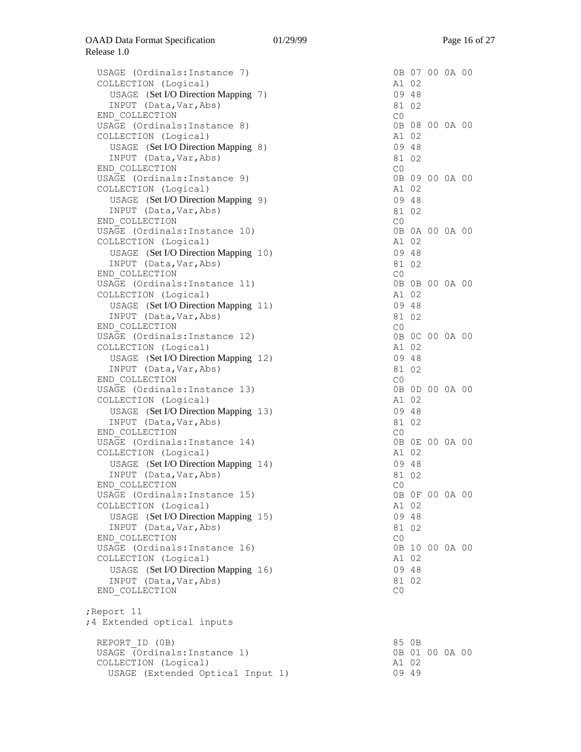```
  USAGE (Ordinals:Instance 7)                        0B 07 00 0A 00
  COLLECTION (Logical)                               A1 02
    USAGE (Set I/O Direction Mapping 7)              09 48
    INPUT (Data,Var,Abs)                             81 02
  END_COLLECTION                                     C0
  USAGE (Ordinals:Instance 8)                        0B 08 00 0A 00
  COLLECTION (Logical)                               A1 02
    USAGE (Set I/O Direction Mapping 8)              09 48
    INPUT (Data,Var,Abs)                             81 02
  END_COLLECTION                                     C0
  USAGE (Ordinals:Instance 9)                        0B 09 00 0A 00
  COLLECTION (Logical)                               A1 02
    USAGE (Set I/O Direction Mapping 9)              09 48
    INPUT (Data,Var,Abs)                             81 02
  END_COLLECTION                                     C0
  USAGE (Ordinals:Instance 10)                       0B 0A 00 0A 00
  COLLECTION (Logical)                               A1 02
    USAGE (Set I/O Direction Mapping 10)             09 48
    INPUT (Data,Var,Abs)                             81 02
  END_COLLECTION                                     C0
  USAGE (Ordinals:Instance 11)                       0B 0B 00 0A 00
  COLLECTION (Logical)                               A1 02
    USAGE (Set I/O Direction Mapping 11)             09 48
    INPUT (Data,Var,Abs)                             81 02
  END_COLLECTION                                     C0
  USAGE (Ordinals:Instance 12)                       0B 0C 00 0A 00
  COLLECTION (Logical)                               A1 02
    USAGE (Set I/O Direction Mapping 12)             09 48
    INPUT (Data,Var,Abs)                             81 02
  END_COLLECTION                                     C0
  USAGE (Ordinals:Instance 13)                       0B 0D 00 0A 00
  COLLECTION (Logical)                               A1 02
    USAGE (Set I/O Direction Mapping 13)             09 48
    INPUT (Data,Var,Abs)                             81 02
  END_COLLECTION                                     C0
  USAGE (Ordinals:Instance 14)                       0B 0E 00 0A 00
  COLLECTION (Logical)                               A1 02
    USAGE (Set I/O Direction Mapping 14)             09 48
    INPUT (Data,Var,Abs)                             81 02
  END_COLLECTION                                     C0
  USAGE (Ordinals:Instance 15)                       0B 0F 00 0A 00
  COLLECTION (Logical)                               A1 02
    USAGE (Set I/O Direction Mapping 15)             09 48
    INPUT (Data,Var,Abs)                             81 02
  END_COLLECTION                                     C0
  USAGE (Ordinals:Instance 16)                       0B 10 00 0A 00
  COLLECTION (Logical)                               A1 02
    USAGE (Set I/O Direction Mapping 16)             09 48
    INPUT (Data,Var,Abs)                             81 02
  END_COLLECTION                                     C0

;Report 11
;4 Extended optical inputs

  REPORT_ID (0B)                                     85 0B
  USAGE (Ordinals:Instance 1)                        0B 01 00 0A 00
  COLLECTION (Logical)                               A1 02
    USAGE (Extended Optical Input 1)                 09 49
```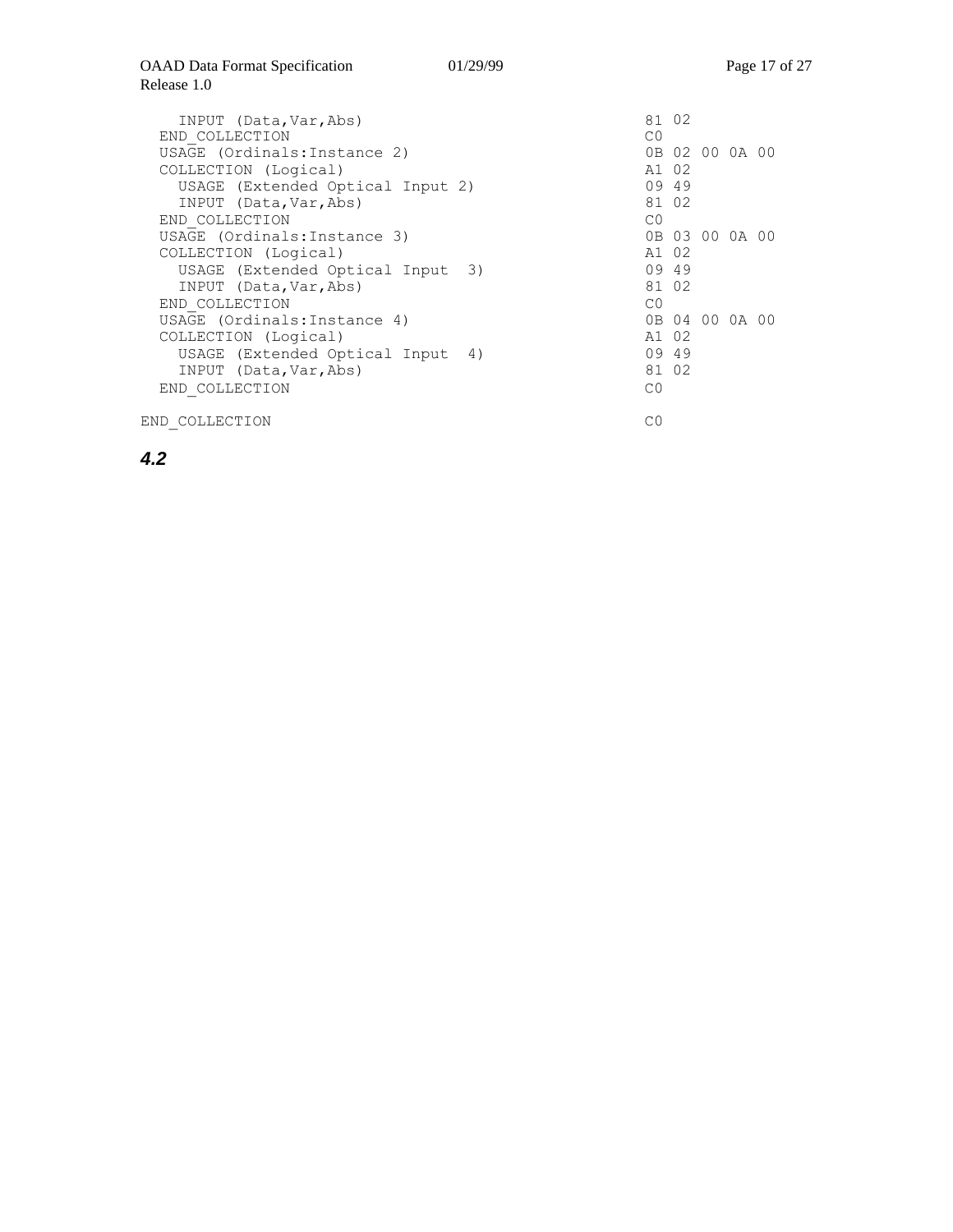```
    INPUT (Data,Var,Abs)                              81 02
  END_COLLECTION                                      C0
  USAGE (Ordinals:Instance 2)                         0B 02 00 0A 00
  COLLECTION (Logical)                                A1 02
    USAGE (Extended Optical Input 2)                  09 49
    INPUT (Data,Var,Abs)                              81 02
  END_COLLECTION                                      C0
  USAGE (Ordinals:Instance 3)                         0B 03 00 0A 00
  COLLECTION (Logical)                                A1 02
    USAGE (Extended Optical Input  3)                 09 49
    INPUT (Data,Var,Abs)                              81 02
  END_COLLECTION                                      C0
  USAGE (Ordinals:Instance 4)                         0B 04 00 0A 00
  COLLECTION (Logical)                                A1 02
    USAGE (Extended Optical Input  4)                 09 49
    INPUT (Data,Var,Abs)                              81 02
  END_COLLECTION                                      C0

END_COLLECTION                                        C0
```

## *4.2*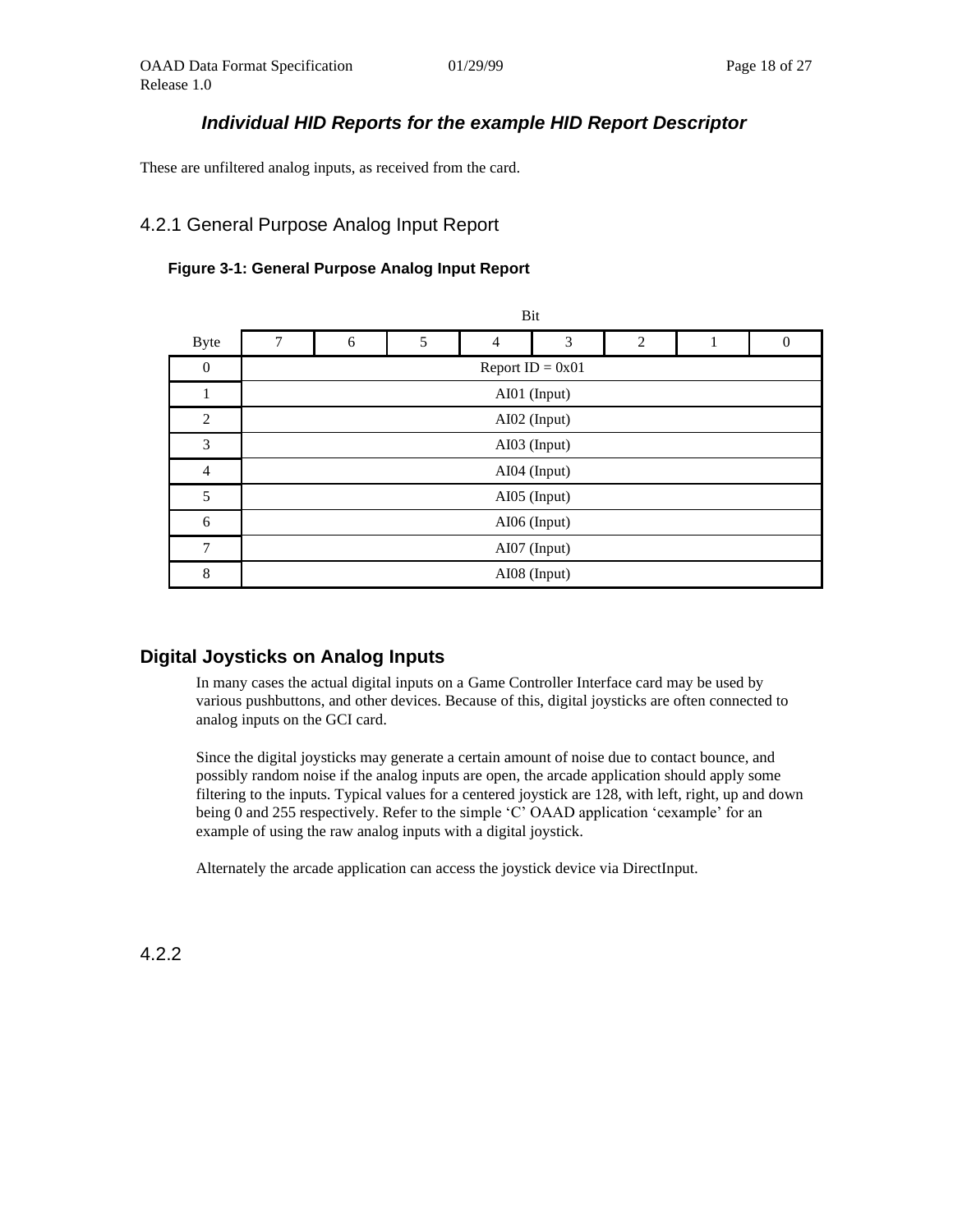### *Individual HID Reports for the example HID Report Descriptor*

These are unfiltered analog inputs, as received from the card.

## 4.2.1 General Purpose Analog Input Report

**Figure 3-1: General Purpose Analog Input Report**

| | Bit | | | | | | | |
|---|---|---|---|---|---|---|---|---|
| Byte | 7 | 6 | 5 | 4 | 3 | 2 | 1 | 0 |
| 0 | Report ID = 0x01 | | | | | | | |
| 1 | AI01 (Input) | | | | | | | |
| 2 | AI02 (Input) | | | | | | | |
| 3 | AI03 (Input) | | | | | | | |
| 4 | AI04 (Input) | | | | | | | |
| 5 | AI05 (Input) | | | | | | | |
| 6 | AI06 (Input) | | | | | | | |
| 7 | AI07 (Input) | | | | | | | |
| 8 | AI08 (Input) | | | | | | | |

### Digital Joysticks on Analog Inputs

In many cases the actual digital inputs on a Game Controller Interface card may be used by various pushbuttons, and other devices. Because of this, digital joysticks are often connected to analog inputs on the GCI card.

Since the digital joysticks may generate a certain amount of noise due to contact bounce, and possibly random noise if the analog inputs are open, the arcade application should apply some filtering to the inputs. Typical values for a centered joystick are 128, with left, right, up and down being 0 and 255 respectively. Refer to the simple 'C' OAAD application 'cexample' for an example of using the raw analog inputs with a digital joystick.

Alternately the arcade application can access the joystick device via DirectInput.

## 4.2.2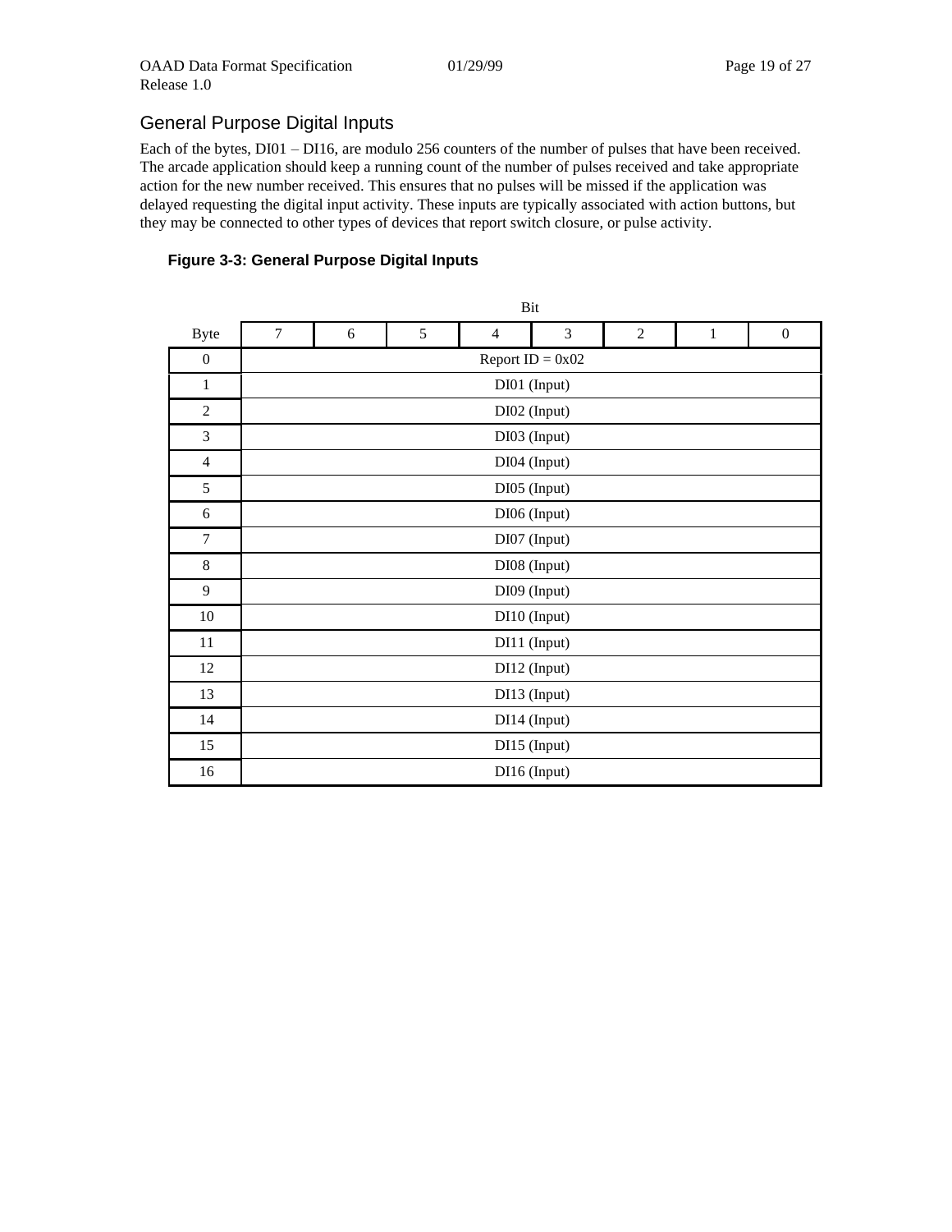## General Purpose Digital Inputs

Each of the bytes, DI01 – DI16, are modulo 256 counters of the number of pulses that have been received. The arcade application should keep a running count of the number of pulses received and take appropriate action for the new number received. This ensures that no pulses will be missed if the application was delayed requesting the digital input activity. These inputs are typically associated with action buttons, but they may be connected to other types of devices that report switch closure, or pulse activity.

**Figure 3-3: General Purpose Digital Inputs**

| | Bit | | | | | | | |
|---|---|---|---|---|---|---|---|---|
| Byte | 7 | 6 | 5 | 4 | 3 | 2 | 1 | 0 |
| 0 | Report ID = 0x02 | | | | | | | |
| 1 | DI01 (Input) | | | | | | | |
| 2 | DI02 (Input) | | | | | | | |
| 3 | DI03 (Input) | | | | | | | |
| 4 | DI04 (Input) | | | | | | | |
| 5 | DI05 (Input) | | | | | | | |
| 6 | DI06 (Input) | | | | | | | |
| 7 | DI07 (Input) | | | | | | | |
| 8 | DI08 (Input) | | | | | | | |
| 9 | DI09 (Input) | | | | | | | |
| 10 | DI10 (Input) | | | | | | | |
| 11 | DI11 (Input) | | | | | | | |
| 12 | DI12 (Input) | | | | | | | |
| 13 | DI13 (Input) | | | | | | | |
| 14 | DI14 (Input) | | | | | | | |
| 15 | DI15 (Input) | | | | | | | |
| 16 | DI16 (Input) | | | | | | | |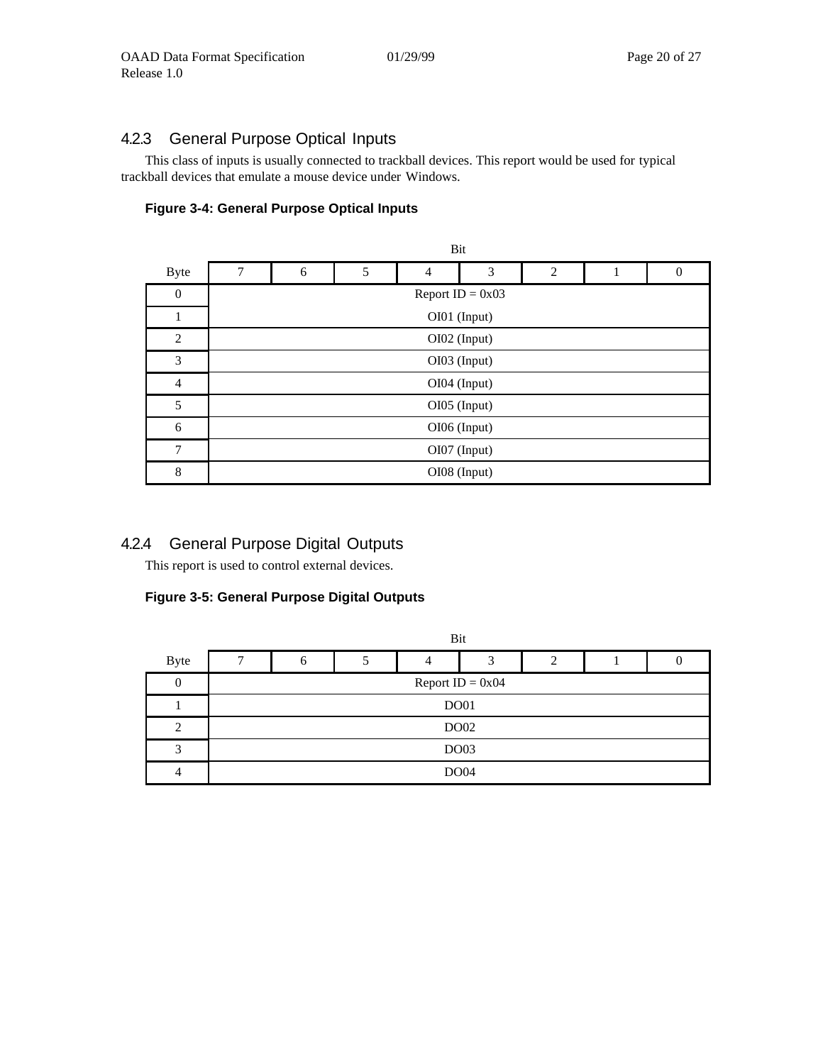### 4.2.3 General Purpose Optical Inputs

This class of inputs is usually connected to trackball devices. This report would be used for typical trackball devices that emulate a mouse device under Windows.

**Figure 3-4: General Purpose Optical Inputs**

| Byte | Bit 7 | 6 | 5 | 4 | 3 | 2 | 1 | 0 |
|---|---|---|---|---|---|---|---|---|
| 0 | Report ID = 0x03 | | | | | | | |
| 1 | OI01 (Input) | | | | | | | |
| 2 | OI02 (Input) | | | | | | | |
| 3 | OI03 (Input) | | | | | | | |
| 4 | OI04 (Input) | | | | | | | |
| 5 | OI05 (Input) | | | | | | | |
| 6 | OI06 (Input) | | | | | | | |
| 7 | OI07 (Input) | | | | | | | |
| 8 | OI08 (Input) | | | | | | | |

### 4.2.4 General Purpose Digital Outputs

This report is used to control external devices.

**Figure 3-5: General Purpose Digital Outputs**

| Byte | Bit 7 | 6 | 5 | 4 | 3 | 2 | 1 | 0 |
|---|---|---|---|---|---|---|---|---|
| 0 | Report ID = 0x04 | | | | | | | |
| 1 | DO01 | | | | | | | |
| 2 | DO02 | | | | | | | |
| 3 | DO03 | | | | | | | |
| 4 | DO04 | | | | | | | |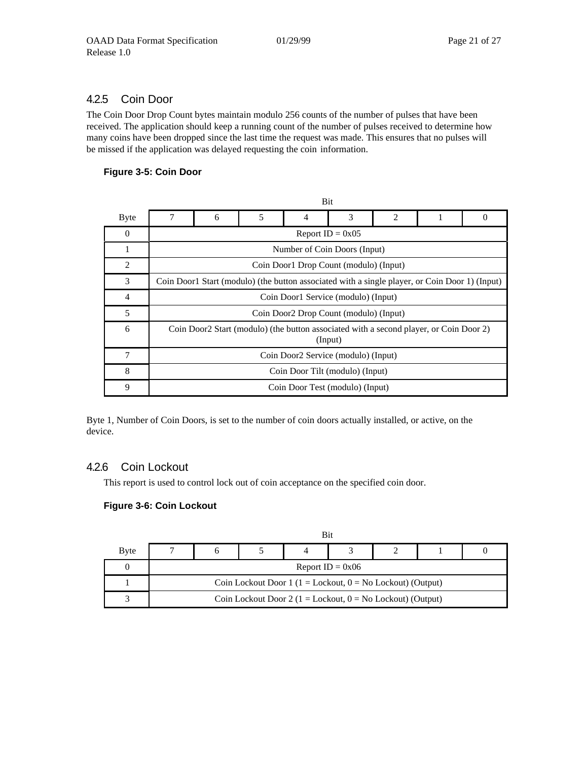### 4.2.5 Coin Door

The Coin Door Drop Count bytes maintain modulo 256 counts of the number of pulses that have been received. The application should keep a running count of the number of pulses received to determine how many coins have been dropped since the last time the request was made. This ensures that no pulses will be missed if the application was delayed requesting the coin information.

**Figure 3-5: Coin Door**

| Byte | Bit 7 | 6 | 5 | 4 | 3 | 2 | 1 | 0 |
|---|---|---|---|---|---|---|---|---|
| 0 | Report ID = 0x05 | | | | | | | |
| 1 | Number of Coin Doors (Input) | | | | | | | |
| 2 | Coin Door1 Drop Count (modulo) (Input) | | | | | | | |
| 3 | Coin Door1 Start (modulo) (the button associated with a single player, or Coin Door 1) (Input) | | | | | | | |
| 4 | Coin Door1 Service (modulo) (Input) | | | | | | | |
| 5 | Coin Door2 Drop Count (modulo) (Input) | | | | | | | |
| 6 | Coin Door2 Start (modulo) (the button associated with a second player, or Coin Door 2) (Input) | | | | | | | |
| 7 | Coin Door2 Service (modulo) (Input) | | | | | | | |
| 8 | Coin Door Tilt (modulo) (Input) | | | | | | | |
| 9 | Coin Door Test (modulo) (Input) | | | | | | | |

Byte 1, Number of Coin Doors, is set to the number of coin doors actually installed, or active, on the device.

### 4.2.6 Coin Lockout

This report is used to control lock out of coin acceptance on the specified coin door.

**Figure 3-6: Coin Lockout**

| Byte | Bit 7 | 6 | 5 | 4 | 3 | 2 | 1 | 0 |
|---|---|---|---|---|---|---|---|---|
| 0 | Report ID = 0x06 | | | | | | | |
| 1 | Coin Lockout Door 1 (1 = Lockout, 0 = No Lockout) (Output) | | | | | | | |
| 3 | Coin Lockout Door 2 (1 = Lockout, 0 = No Lockout) (Output) | | | | | | | |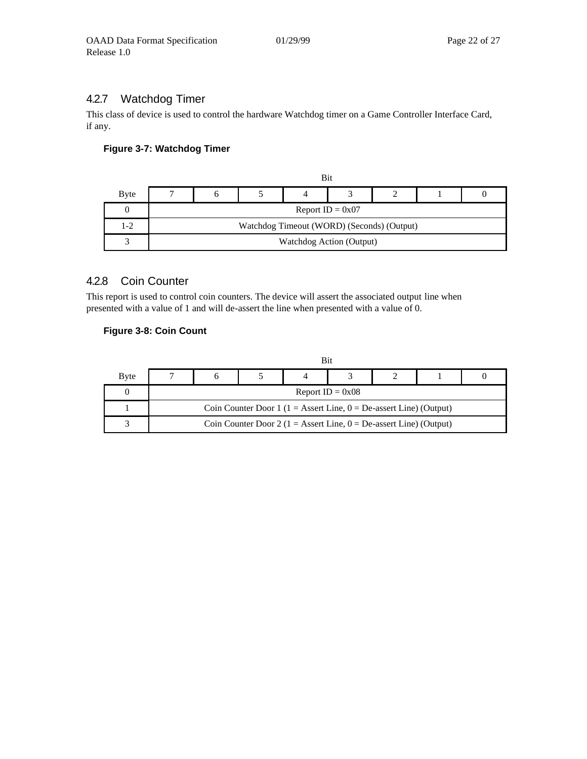### 4.2.7 Watchdog Timer

This class of device is used to control the hardware Watchdog timer on a Game Controller Interface Card, if any.

**Figure 3-7: Watchdog Timer**

| | Bit | | | | | | | |
|---|---|---|---|---|---|---|---|---|
| Byte | 7 | 6 | 5 | 4 | 3 | 2 | 1 | 0 |
| 0 | Report ID = 0x07 | | | | | | | |
| 1-2 | Watchdog Timeout (WORD) (Seconds) (Output) | | | | | | | |
| 3 | Watchdog Action (Output) | | | | | | | |

### 4.2.8 Coin Counter

This report is used to control coin counters. The device will assert the associated output line when presented with a value of 1 and will de-assert the line when presented with a value of 0.

**Figure 3-8: Coin Count**

| | Bit | | | | | | | |
|---|---|---|---|---|---|---|---|---|
| Byte | 7 | 6 | 5 | 4 | 3 | 2 | 1 | 0 |
| 0 | Report ID = 0x08 | | | | | | | |
| 1 | Coin Counter Door 1 (1 = Assert Line, 0 = De-assert Line) (Output) | | | | | | | |
| 3 | Coin Counter Door 2 (1 = Assert Line, 0 = De-assert Line) (Output) | | | | | | | |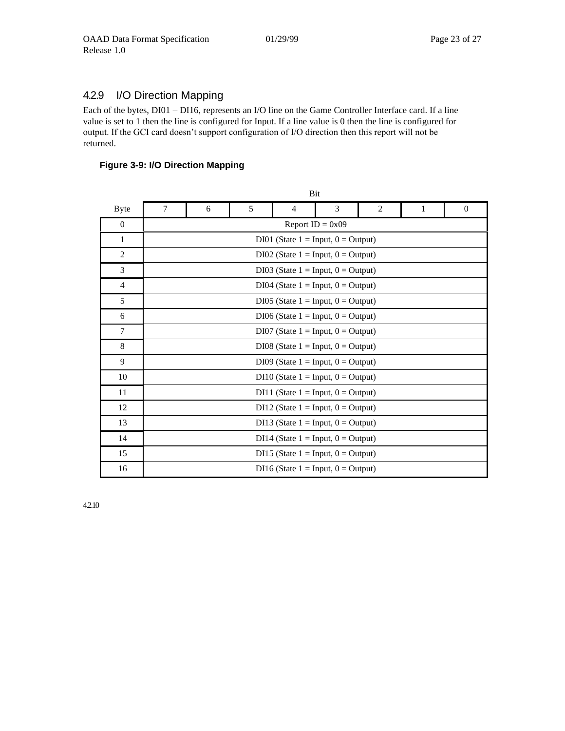### 4.2.9 I/O Direction Mapping

Each of the bytes, DI01 – DI16, represents an I/O line on the Game Controller Interface card. If a line value is set to 1 then the line is configured for Input. If a line value is 0 then the line is configured for output. If the GCI card doesn't support configuration of I/O direction then this report will not be returned.

**Figure 3-9: I/O Direction Mapping**

| Byte | Bit 7 | 6 | 5 | 4 | 3 | 2 | 1 | 0 |
|---|---|---|---|---|---|---|---|---|
| 0 | Report ID = 0x09 | | | | | | | |
| 1 | DI01 (State 1 = Input, 0 = Output) | | | | | | | |
| 2 | DI02 (State 1 = Input, 0 = Output) | | | | | | | |
| 3 | DI03 (State 1 = Input, 0 = Output) | | | | | | | |
| 4 | DI04 (State 1 = Input, 0 = Output) | | | | | | | |
| 5 | DI05 (State 1 = Input, 0 = Output) | | | | | | | |
| 6 | DI06 (State 1 = Input, 0 = Output) | | | | | | | |
| 7 | DI07 (State 1 = Input, 0 = Output) | | | | | | | |
| 8 | DI08 (State 1 = Input, 0 = Output) | | | | | | | |
| 9 | DI09 (State 1 = Input, 0 = Output) | | | | | | | |
| 10 | DI10 (State 1 = Input, 0 = Output) | | | | | | | |
| 11 | DI11 (State 1 = Input, 0 = Output) | | | | | | | |
| 12 | DI12 (State 1 = Input, 0 = Output) | | | | | | | |
| 13 | DI13 (State 1 = Input, 0 = Output) | | | | | | | |
| 14 | DI14 (State 1 = Input, 0 = Output) | | | | | | | |
| 15 | DI15 (State 1 = Input, 0 = Output) | | | | | | | |
| 16 | DI16 (State 1 = Input, 0 = Output) | | | | | | | |

### 4.2.10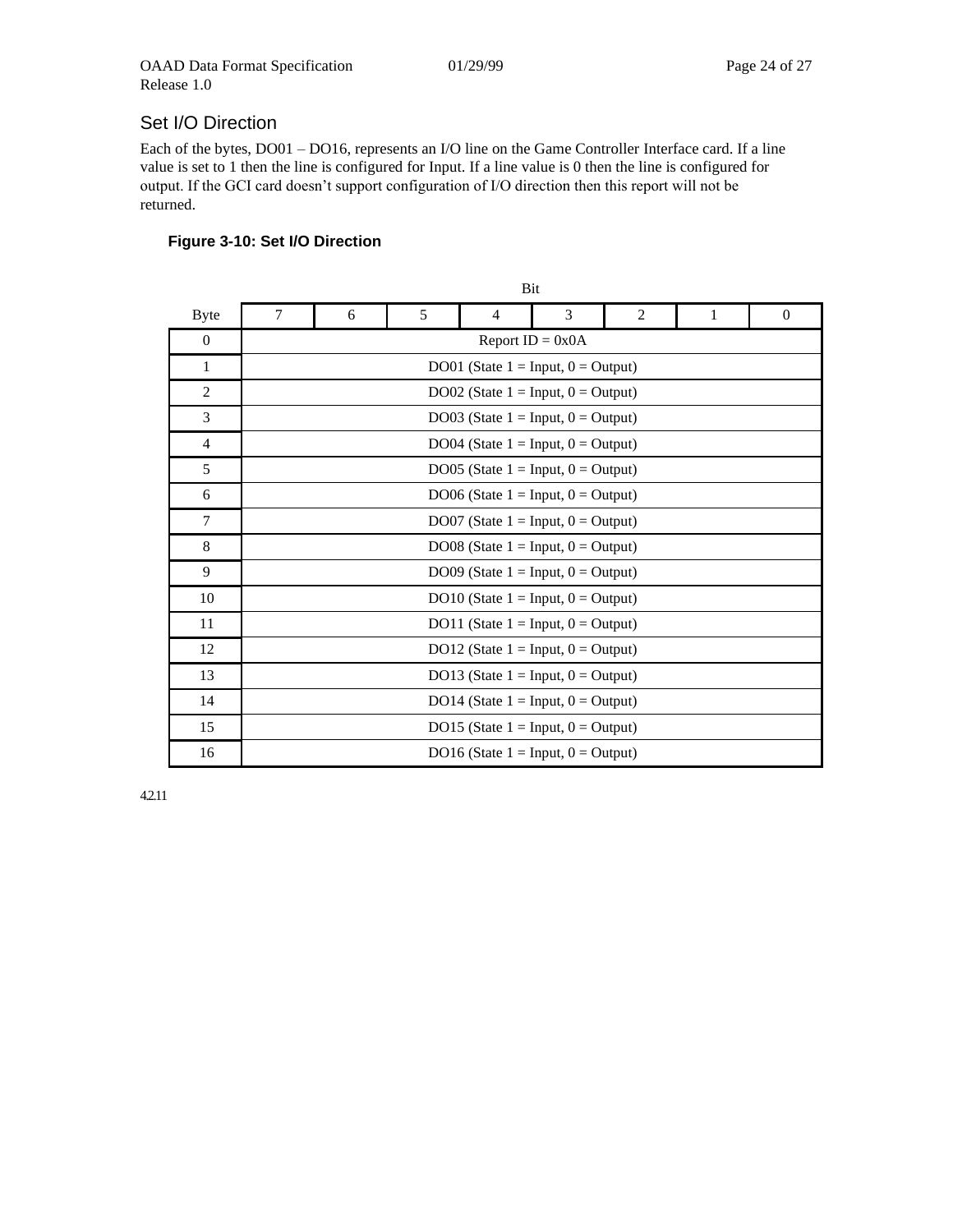## Set I/O Direction

Each of the bytes, DO01 – DO16, represents an I/O line on the Game Controller Interface card. If a line value is set to 1 then the line is configured for Input. If a line value is 0 then the line is configured for output. If the GCI card doesn't support configuration of I/O direction then this report will not be returned.

**Figure 3-10: Set I/O Direction**

| Byte | Bit 7 | 6 | 5 | 4 | 3 | 2 | 1 | 0 |
|---|---|---|---|---|---|---|---|---|
| 0 | Report ID = 0x0A | | | | | | | |
| 1 | DO01 (State 1 = Input, 0 = Output) | | | | | | | |
| 2 | DO02 (State 1 = Input, 0 = Output) | | | | | | | |
| 3 | DO03 (State 1 = Input, 0 = Output) | | | | | | | |
| 4 | DO04 (State 1 = Input, 0 = Output) | | | | | | | |
| 5 | DO05 (State 1 = Input, 0 = Output) | | | | | | | |
| 6 | DO06 (State 1 = Input, 0 = Output) | | | | | | | |
| 7 | DO07 (State 1 = Input, 0 = Output) | | | | | | | |
| 8 | DO08 (State 1 = Input, 0 = Output) | | | | | | | |
| 9 | DO09 (State 1 = Input, 0 = Output) | | | | | | | |
| 10 | DO10 (State 1 = Input, 0 = Output) | | | | | | | |
| 11 | DO11 (State 1 = Input, 0 = Output) | | | | | | | |
| 12 | DO12 (State 1 = Input, 0 = Output) | | | | | | | |
| 13 | DO13 (State 1 = Input, 0 = Output) | | | | | | | |
| 14 | DO14 (State 1 = Input, 0 = Output) | | | | | | | |
| 15 | DO15 (State 1 = Input, 0 = Output) | | | | | | | |
| 16 | DO16 (State 1 = Input, 0 = Output) | | | | | | | |

4.2.11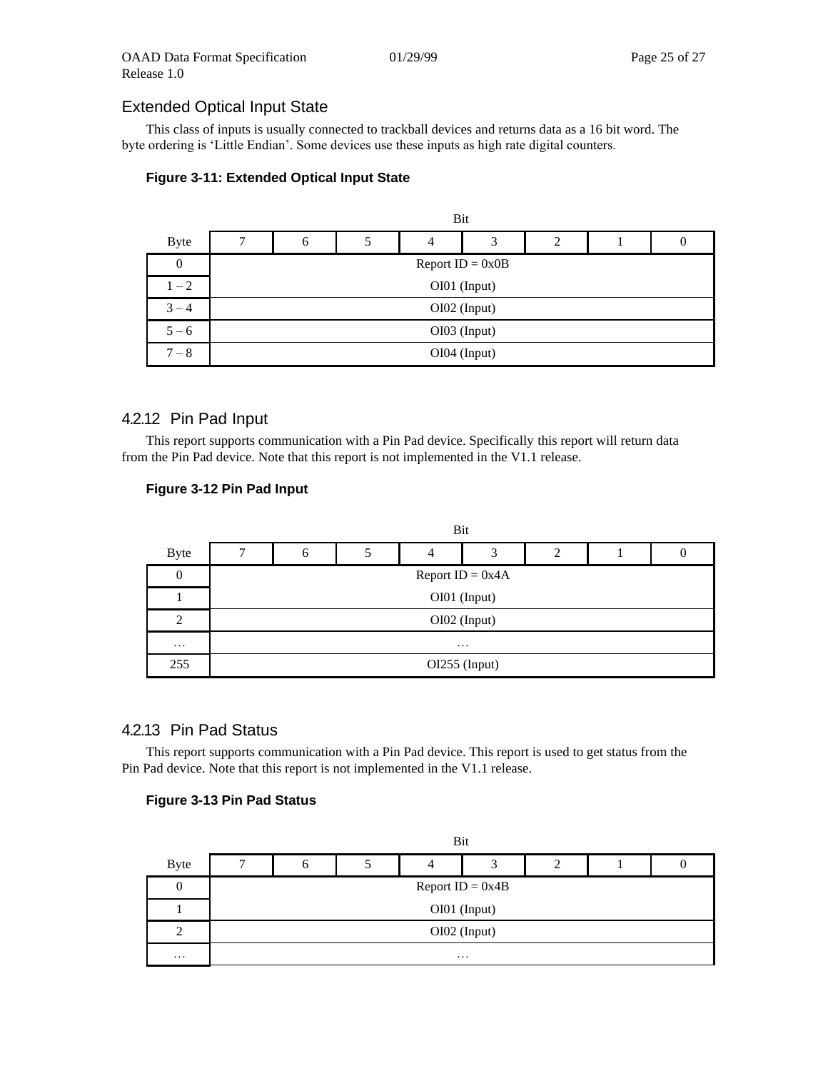### Extended Optical Input State

This class of inputs is usually connected to trackball devices and returns data as a 16 bit word. The byte ordering is 'Little Endian'. Some devices use these inputs as high rate digital counters.

**Figure 3-11: Extended Optical Input State**

| Byte | Bit 7 | 6 | 5 | 4 | 3 | 2 | 1 | 0 |
|---|---|---|---|---|---|---|---|---|
| 0 | Report ID = 0x0B | | | | | | | |
| 1 – 2 | OI01 (Input) | | | | | | | |
| 3 – 4 | OI02 (Input) | | | | | | | |
| 5 – 6 | OI03 (Input) | | | | | | | |
| 7 – 8 | OI04 (Input) | | | | | | | |

### 4.2.12 Pin Pad Input

This report supports communication with a Pin Pad device. Specifically this report will return data from the Pin Pad device. Note that this report is not implemented in the V1.1 release.

**Figure 3-12 Pin Pad Input**

| Byte | Bit 7 | 6 | 5 | 4 | 3 | 2 | 1 | 0 |
|---|---|---|---|---|---|---|---|---|
| 0 | Report ID = 0x4A | | | | | | | |
| 1 | OI01 (Input) | | | | | | | |
| 2 | OI02 (Input) | | | | | | | |
| … | … | | | | | | | |
| 255 | OI255 (Input) | | | | | | | |

### 4.2.13 Pin Pad Status

This report supports communication with a Pin Pad device. This report is used to get status from the Pin Pad device. Note that this report is not implemented in the V1.1 release.

**Figure 3-13 Pin Pad Status**

| Byte | Bit 7 | 6 | 5 | 4 | 3 | 2 | 1 | 0 |
|---|---|---|---|---|---|---|---|---|
| 0 | Report ID = 0x4B | | | | | | | |
| 1 | OI01 (Input) | | | | | | | |
| 2 | OI02 (Input) | | | | | | | |
| … | … | | | | | | | |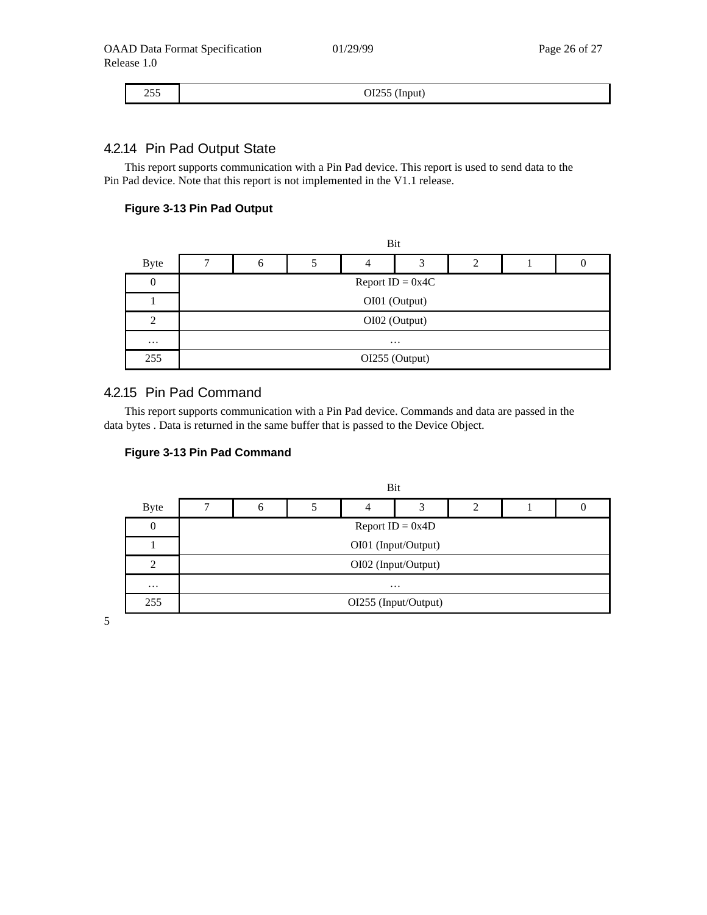| 255 | OI255 (Input) |
|---|---|

### 4.2.14 Pin Pad Output State

This report supports communication with a Pin Pad device. This report is used to send data to the Pin Pad device. Note that this report is not implemented in the V1.1 release.

**Figure 3-13 Pin Pad Output**

| Byte | 7 | 6 | 5 | 4 | 3 | 2 | 1 | 0 |
|---|---|---|---|---|---|---|---|---|
| 0 | Report ID = 0x4C | | | | | | | |
| 1 | OI01 (Output) | | | | | | | |
| 2 | OI02 (Output) | | | | | | | |
| … | … | | | | | | | |
| 255 | OI255 (Output) | | | | | | | |

### 4.2.15 Pin Pad Command

This report supports communication with a Pin Pad device. Commands and data are passed in the data bytes . Data is returned in the same buffer that is passed to the Device Object.

**Figure 3-13 Pin Pad Command**

| Byte | 7 | 6 | 5 | 4 | 3 | 2 | 1 | 0 |
|---|---|---|---|---|---|---|---|---|
| 0 | Report ID = 0x4D | | | | | | | |
| 1 | OI01 (Input/Output) | | | | | | | |
| 2 | OI02 (Input/Output) | | | | | | | |
| … | … | | | | | | | |
| 255 | OI255 (Input/Output) | | | | | | | |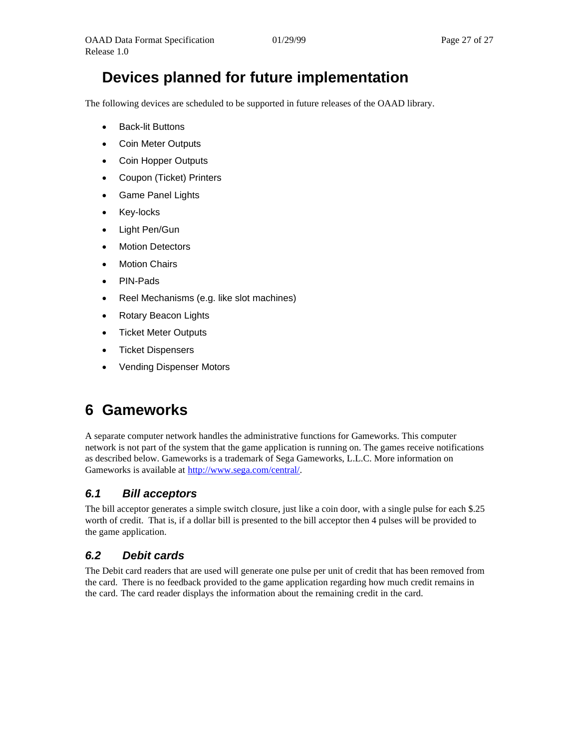## Devices planned for future implementation

The following devices are scheduled to be supported in future releases of the OAAD library.

- Back-lit Buttons
- Coin Meter Outputs
- Coin Hopper Outputs
- Coupon (Ticket) Printers
- Game Panel Lights
- Key-locks
- Light Pen/Gun
- Motion Detectors
- Motion Chairs
- PIN-Pads
- Reel Mechanisms (e.g. like slot machines)
- Rotary Beacon Lights
- Ticket Meter Outputs
- Ticket Dispensers
- Vending Dispenser Motors

# 6 Gameworks

A separate computer network handles the administrative functions for Gameworks. This computer network is not part of the system that the game application is running on. The games receive notifications as described below. Gameworks is a trademark of Sega Gameworks, L.L.C. More information on Gameworks is available at [http://www.sega.com/central/](http://www.sega.com/central/).

## *6.1 Bill acceptors*

The bill acceptor generates a simple switch closure, just like a coin door, with a single pulse for each $.25 worth of credit. That is, if a dollar bill is presented to the bill acceptor then 4 pulses will be provided to the game application.

## *6.2 Debit cards*

The Debit card readers that are used will generate one pulse per unit of credit that has been removed from the card. There is no feedback provided to the game application regarding how much credit remains in the card. The card reader displays the information about the remaining credit in the card.